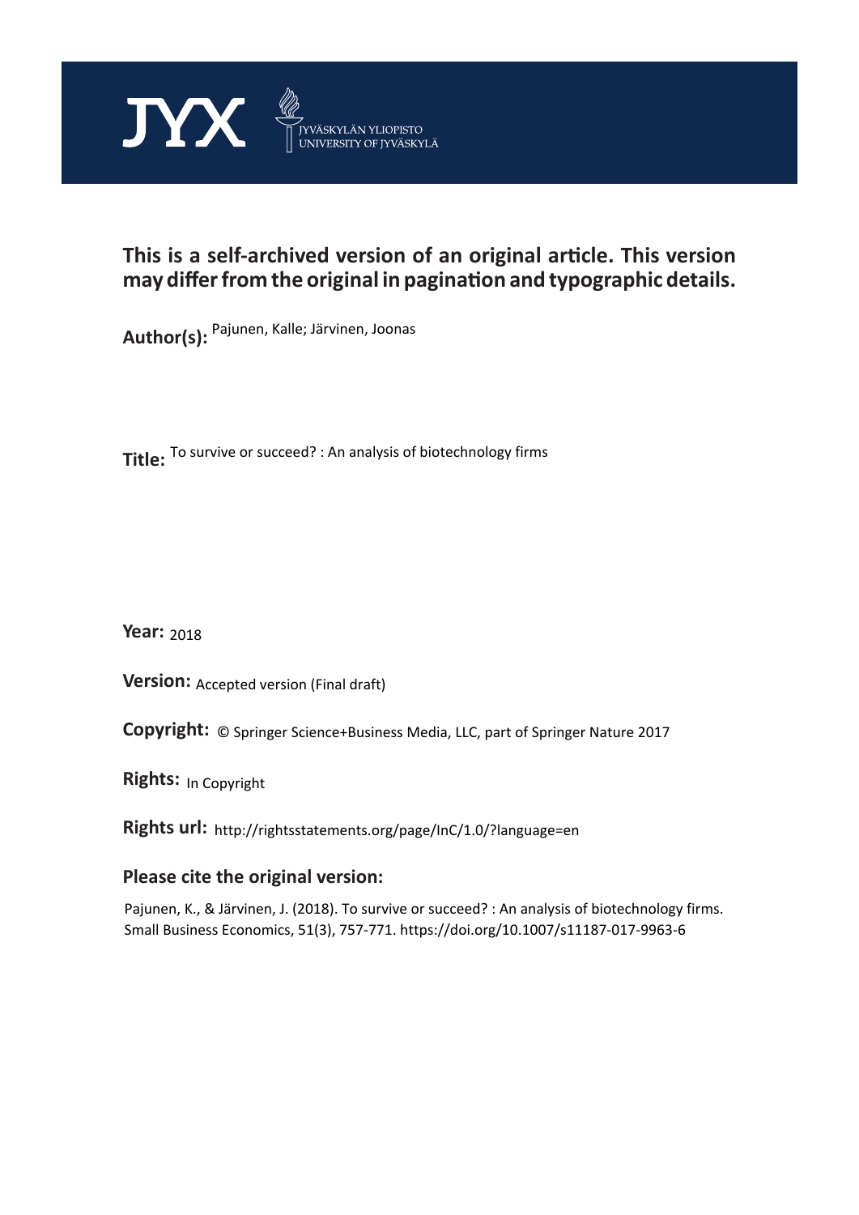JYX JYVÄSKYLÄN YLIOPISTO UNIVERSITY OF JYVÄSKYLÄ

**This is a self-archived version of an original article. This version may differ from the original in pagination and typographic details.**

**Author(s):** Pajunen, Kalle; Järvinen, Joonas

**Title:** To survive or succeed? : An analysis of biotechnology firms

**Year:** 2018

**Version:** Accepted version (Final draft)

**Copyright:** © Springer Science+Business Media, LLC, part of Springer Nature 2017

**Rights:** In Copyright

**Rights url:** http://rightsstatements.org/page/InC/1.0/?language=en

**Please cite the original version:**

Pajunen, K., & Järvinen, J. (2018). To survive or succeed? : An analysis of biotechnology firms. Small Business Economics, 51(3), 757-771. https://doi.org/10.1007/s11187-017-9963-6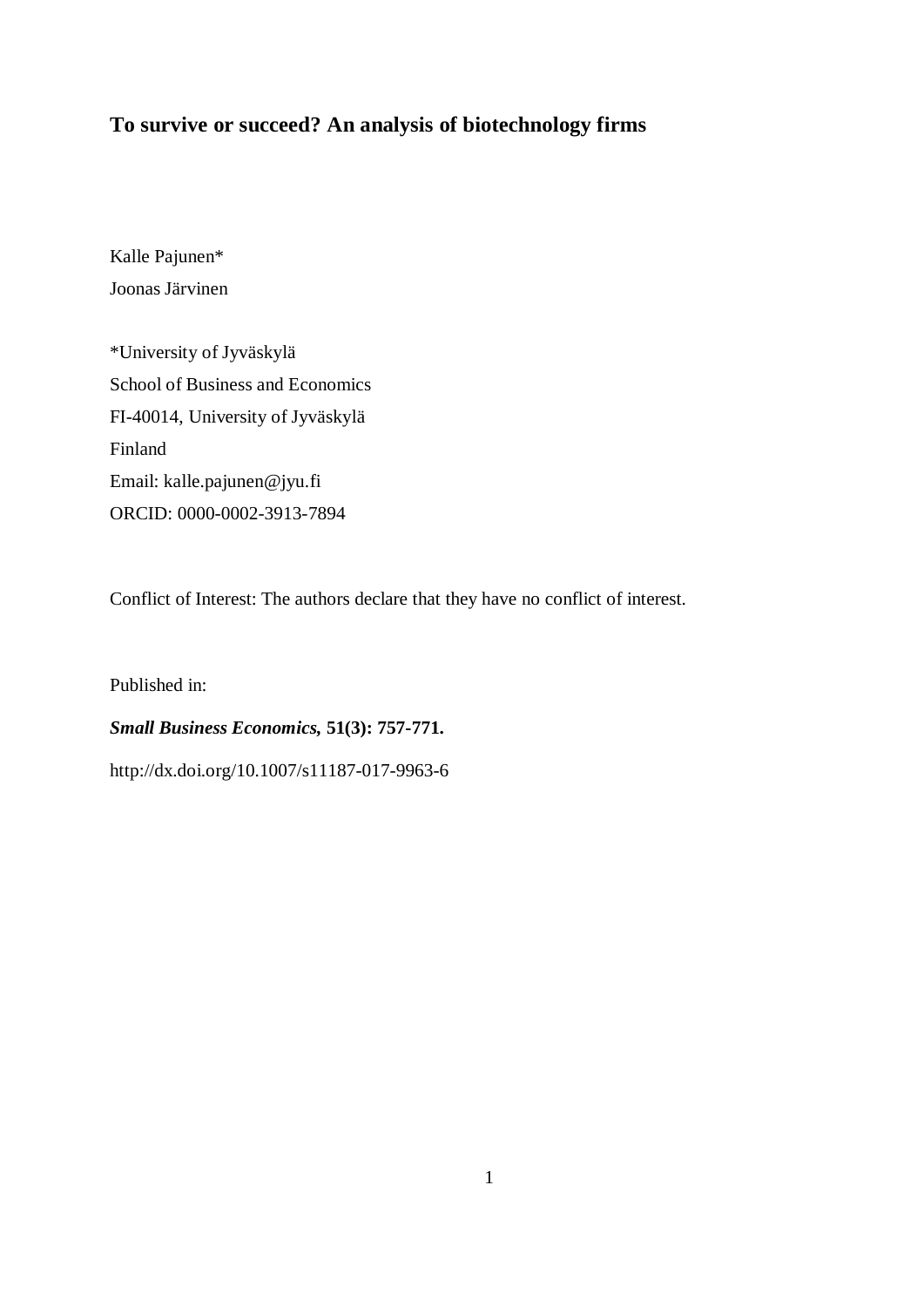# To survive or succeed? An analysis of biotechnology firms

Kalle Pajunen*

Joonas Järvinen

*University of Jyväskylä

School of Business and Economics

FI-40014, University of Jyväskylä

Finland

Email: kalle.pajunen@jyu.fi

ORCID: 0000-0002-3913-7894

Conflict of Interest: The authors declare that they have no conflict of interest.

Published in:

***Small Business Economics*, 51(3): 757-771.**

http://dx.doi.org/10.1007/s11187-017-9963-6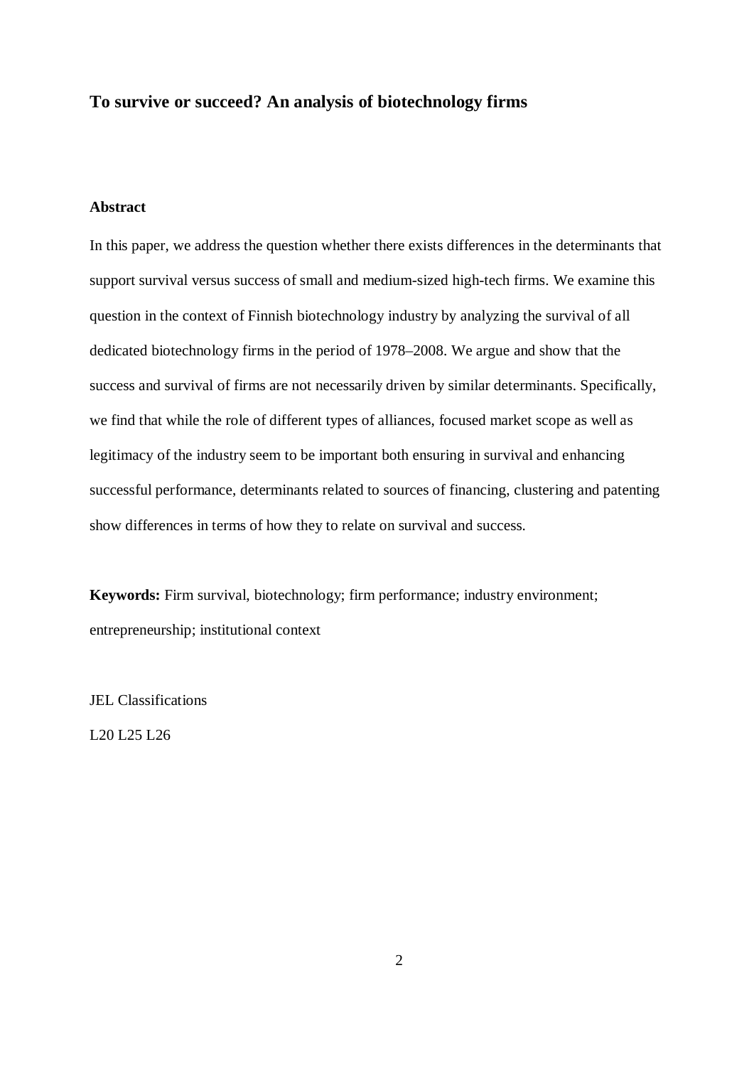# To survive or succeed? An analysis of biotechnology firms

## Abstract

In this paper, we address the question whether there exists differences in the determinants that support survival versus success of small and medium-sized high-tech firms. We examine this question in the context of Finnish biotechnology industry by analyzing the survival of all dedicated biotechnology firms in the period of 1978–2008. We argue and show that the success and survival of firms are not necessarily driven by similar determinants. Specifically, we find that while the role of different types of alliances, focused market scope as well as legitimacy of the industry seem to be important both ensuring in survival and enhancing successful performance, determinants related to sources of financing, clustering and patenting show differences in terms of how they to relate on survival and success.

**Keywords:** Firm survival, biotechnology; firm performance; industry environment; entrepreneurship; institutional context

JEL Classifications

L20 L25 L26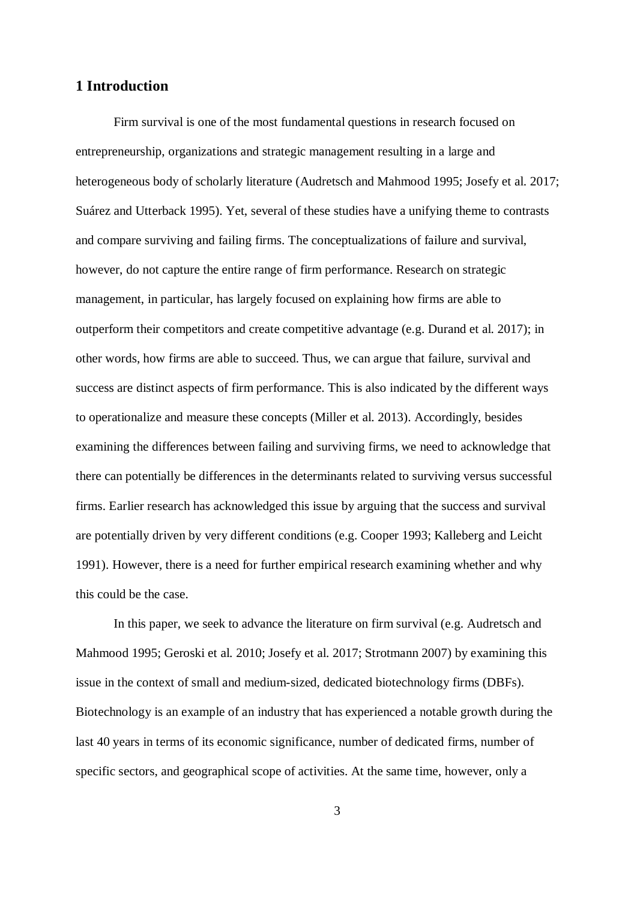## 1 Introduction

Firm survival is one of the most fundamental questions in research focused on entrepreneurship, organizations and strategic management resulting in a large and heterogeneous body of scholarly literature (Audretsch and Mahmood 1995; Josefy et al. 2017; Suárez and Utterback 1995). Yet, several of these studies have a unifying theme to contrasts and compare surviving and failing firms. The conceptualizations of failure and survival, however, do not capture the entire range of firm performance. Research on strategic management, in particular, has largely focused on explaining how firms are able to outperform their competitors and create competitive advantage (e.g. Durand et al. 2017); in other words, how firms are able to succeed. Thus, we can argue that failure, survival and success are distinct aspects of firm performance. This is also indicated by the different ways to operationalize and measure these concepts (Miller et al. 2013). Accordingly, besides examining the differences between failing and surviving firms, we need to acknowledge that there can potentially be differences in the determinants related to surviving versus successful firms. Earlier research has acknowledged this issue by arguing that the success and survival are potentially driven by very different conditions (e.g. Cooper 1993; Kalleberg and Leicht 1991). However, there is a need for further empirical research examining whether and why this could be the case.

In this paper, we seek to advance the literature on firm survival (e.g. Audretsch and Mahmood 1995; Geroski et al. 2010; Josefy et al. 2017; Strotmann 2007) by examining this issue in the context of small and medium-sized, dedicated biotechnology firms (DBFs). Biotechnology is an example of an industry that has experienced a notable growth during the last 40 years in terms of its economic significance, number of dedicated firms, number of specific sectors, and geographical scope of activities. At the same time, however, only a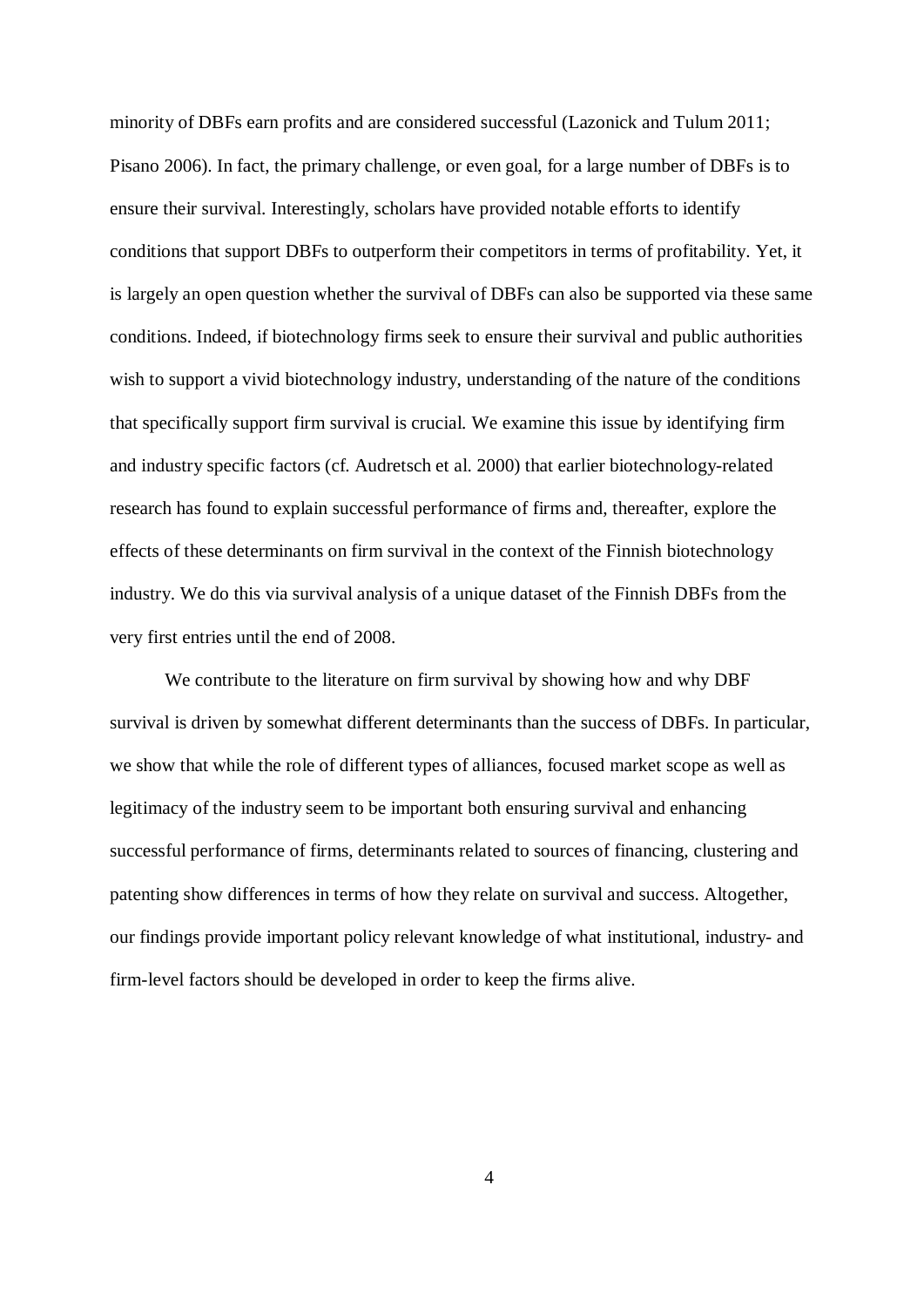minority of DBFs earn profits and are considered successful (Lazonick and Tulum 2011; Pisano 2006). In fact, the primary challenge, or even goal, for a large number of DBFs is to ensure their survival. Interestingly, scholars have provided notable efforts to identify conditions that support DBFs to outperform their competitors in terms of profitability. Yet, it is largely an open question whether the survival of DBFs can also be supported via these same conditions. Indeed, if biotechnology firms seek to ensure their survival and public authorities wish to support a vivid biotechnology industry, understanding of the nature of the conditions that specifically support firm survival is crucial. We examine this issue by identifying firm and industry specific factors (cf. Audretsch et al. 2000) that earlier biotechnology-related research has found to explain successful performance of firms and, thereafter, explore the effects of these determinants on firm survival in the context of the Finnish biotechnology industry. We do this via survival analysis of a unique dataset of the Finnish DBFs from the very first entries until the end of 2008.

We contribute to the literature on firm survival by showing how and why DBF survival is driven by somewhat different determinants than the success of DBFs. In particular, we show that while the role of different types of alliances, focused market scope as well as legitimacy of the industry seem to be important both ensuring survival and enhancing successful performance of firms, determinants related to sources of financing, clustering and patenting show differences in terms of how they relate on survival and success. Altogether, our findings provide important policy relevant knowledge of what institutional, industry- and firm-level factors should be developed in order to keep the firms alive.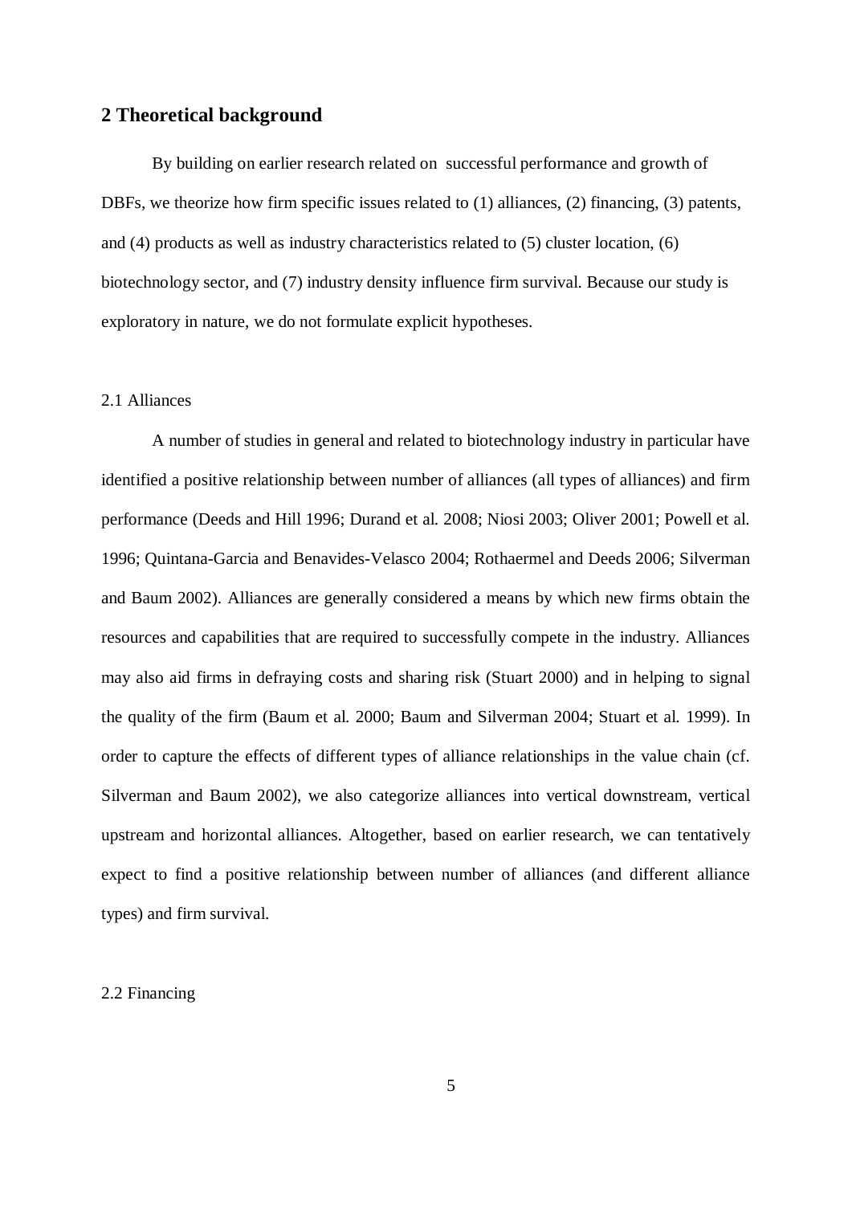## 2 Theoretical background

By building on earlier research related on successful performance and growth of DBFs, we theorize how firm specific issues related to (1) alliances, (2) financing, (3) patents, and (4) products as well as industry characteristics related to (5) cluster location, (6) biotechnology sector, and (7) industry density influence firm survival. Because our study is exploratory in nature, we do not formulate explicit hypotheses.

### 2.1 Alliances

A number of studies in general and related to biotechnology industry in particular have identified a positive relationship between number of alliances (all types of alliances) and firm performance (Deeds and Hill 1996; Durand et al. 2008; Niosi 2003; Oliver 2001; Powell et al. 1996; Quintana-Garcia and Benavides-Velasco 2004; Rothaermel and Deeds 2006; Silverman and Baum 2002). Alliances are generally considered a means by which new firms obtain the resources and capabilities that are required to successfully compete in the industry. Alliances may also aid firms in defraying costs and sharing risk (Stuart 2000) and in helping to signal the quality of the firm (Baum et al. 2000; Baum and Silverman 2004; Stuart et al. 1999). In order to capture the effects of different types of alliance relationships in the value chain (cf. Silverman and Baum 2002), we also categorize alliances into vertical downstream, vertical upstream and horizontal alliances. Altogether, based on earlier research, we can tentatively expect to find a positive relationship between number of alliances (and different alliance types) and firm survival.

### 2.2 Financing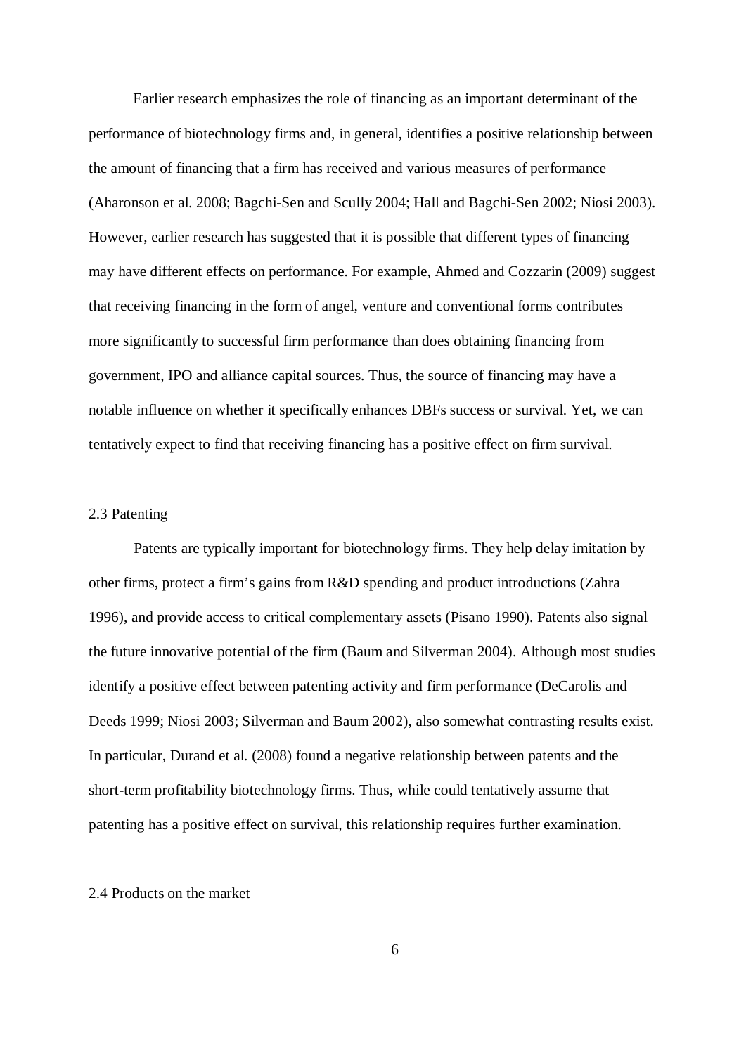Earlier research emphasizes the role of financing as an important determinant of the performance of biotechnology firms and, in general, identifies a positive relationship between the amount of financing that a firm has received and various measures of performance (Aharonson et al. 2008; Bagchi-Sen and Scully 2004; Hall and Bagchi-Sen 2002; Niosi 2003). However, earlier research has suggested that it is possible that different types of financing may have different effects on performance. For example, Ahmed and Cozzarin (2009) suggest that receiving financing in the form of angel, venture and conventional forms contributes more significantly to successful firm performance than does obtaining financing from government, IPO and alliance capital sources. Thus, the source of financing may have a notable influence on whether it specifically enhances DBFs success or survival. Yet, we can tentatively expect to find that receiving financing has a positive effect on firm survival.

## 2.3 Patenting

Patents are typically important for biotechnology firms. They help delay imitation by other firms, protect a firm's gains from R&D spending and product introductions (Zahra 1996), and provide access to critical complementary assets (Pisano 1990). Patents also signal the future innovative potential of the firm (Baum and Silverman 2004). Although most studies identify a positive effect between patenting activity and firm performance (DeCarolis and Deeds 1999; Niosi 2003; Silverman and Baum 2002), also somewhat contrasting results exist. In particular, Durand et al. (2008) found a negative relationship between patents and the short-term profitability biotechnology firms. Thus, while could tentatively assume that patenting has a positive effect on survival, this relationship requires further examination.

## 2.4 Products on the market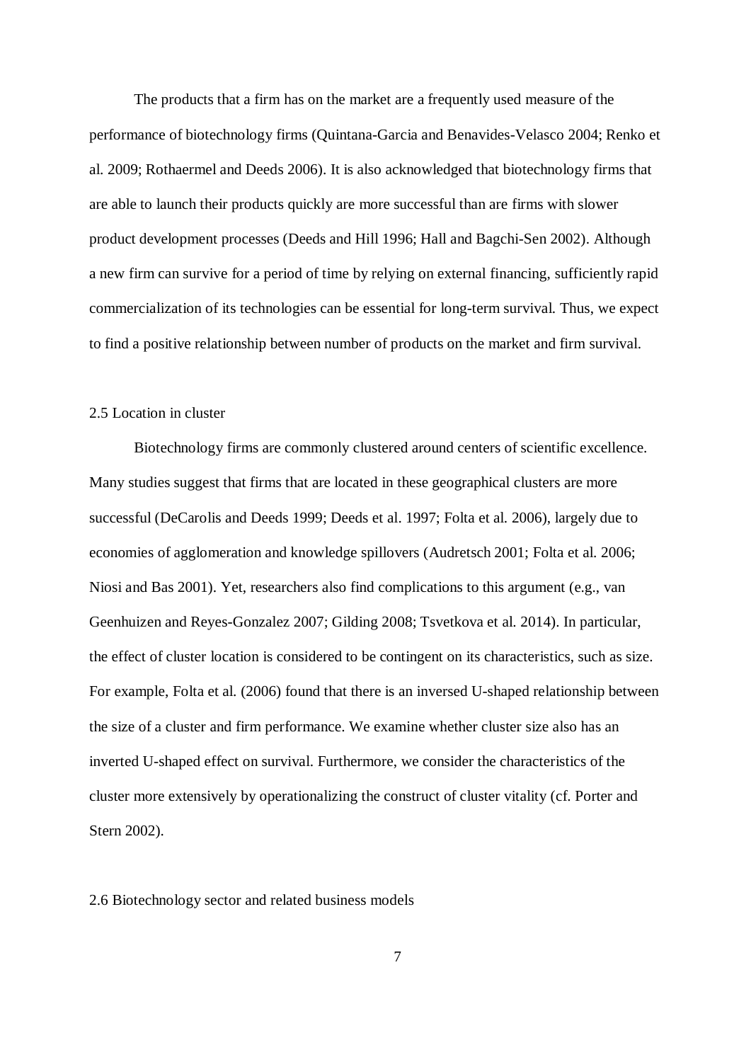The products that a firm has on the market are a frequently used measure of the performance of biotechnology firms (Quintana-Garcia and Benavides-Velasco 2004; Renko et al. 2009; Rothaermel and Deeds 2006). It is also acknowledged that biotechnology firms that are able to launch their products quickly are more successful than are firms with slower product development processes (Deeds and Hill 1996; Hall and Bagchi-Sen 2002). Although a new firm can survive for a period of time by relying on external financing, sufficiently rapid commercialization of its technologies can be essential for long-term survival. Thus, we expect to find a positive relationship between number of products on the market and firm survival.

### 2.5 Location in cluster

Biotechnology firms are commonly clustered around centers of scientific excellence. Many studies suggest that firms that are located in these geographical clusters are more successful (DeCarolis and Deeds 1999; Deeds et al. 1997; Folta et al. 2006), largely due to economies of agglomeration and knowledge spillovers (Audretsch 2001; Folta et al. 2006; Niosi and Bas 2001). Yet, researchers also find complications to this argument (e.g., van Geenhuizen and Reyes-Gonzalez 2007; Gilding 2008; Tsvetkova et al. 2014). In particular, the effect of cluster location is considered to be contingent on its characteristics, such as size. For example, Folta et al. (2006) found that there is an inversed U-shaped relationship between the size of a cluster and firm performance. We examine whether cluster size also has an inverted U-shaped effect on survival. Furthermore, we consider the characteristics of the cluster more extensively by operationalizing the construct of cluster vitality (cf. Porter and Stern 2002).

### 2.6 Biotechnology sector and related business models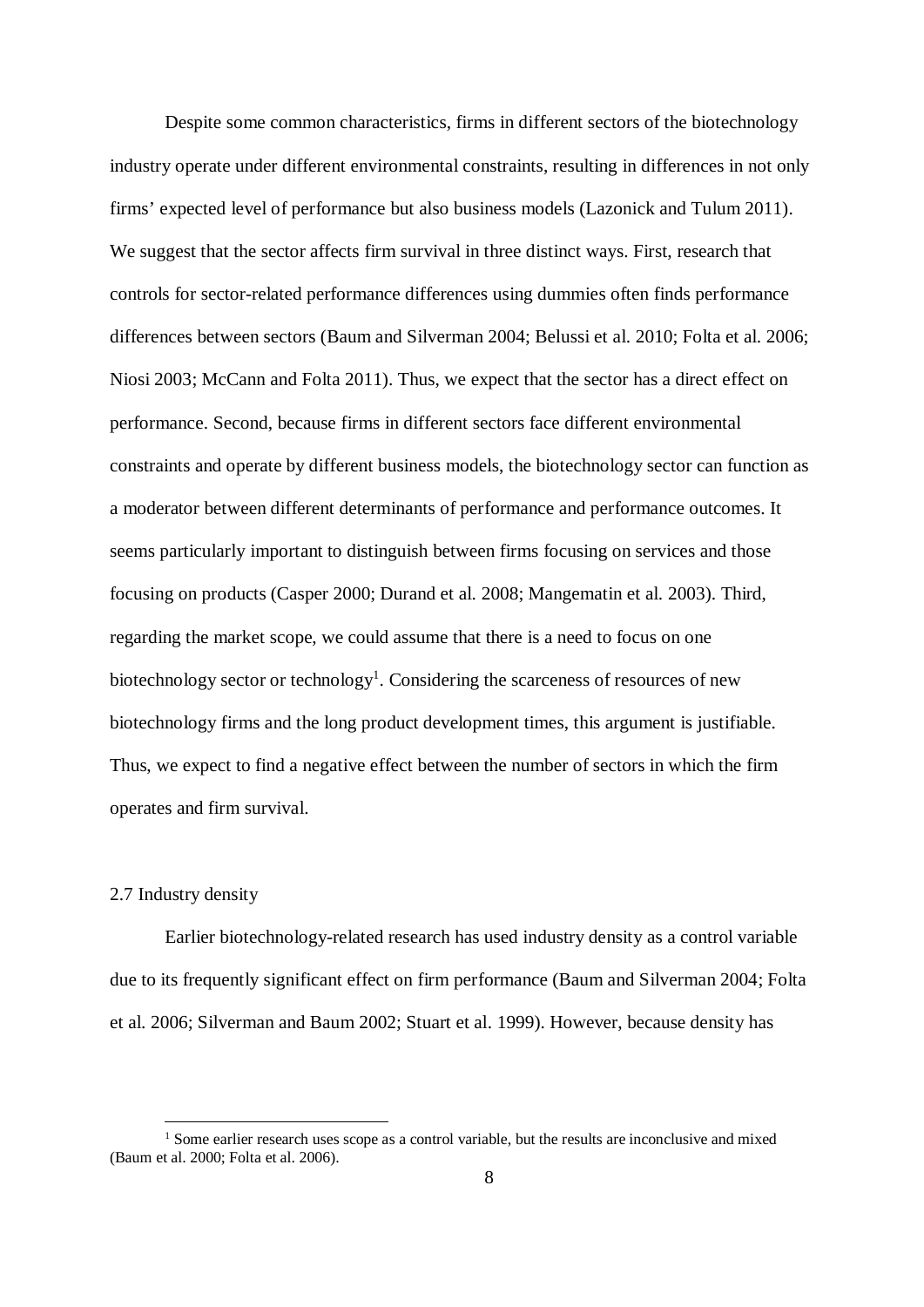Despite some common characteristics, firms in different sectors of the biotechnology industry operate under different environmental constraints, resulting in differences in not only firms' expected level of performance but also business models (Lazonick and Tulum 2011). We suggest that the sector affects firm survival in three distinct ways. First, research that controls for sector-related performance differences using dummies often finds performance differences between sectors (Baum and Silverman 2004; Belussi et al. 2010; Folta et al. 2006; Niosi 2003; McCann and Folta 2011). Thus, we expect that the sector has a direct effect on performance. Second, because firms in different sectors face different environmental constraints and operate by different business models, the biotechnology sector can function as a moderator between different determinants of performance and performance outcomes. It seems particularly important to distinguish between firms focusing on services and those focusing on products (Casper 2000; Durand et al. 2008; Mangematin et al. 2003). Third, regarding the market scope, we could assume that there is a need to focus on one biotechnology sector or technology[1]. Considering the scarceness of resources of new biotechnology firms and the long product development times, this argument is justifiable. Thus, we expect to find a negative effect between the number of sectors in which the firm operates and firm survival.

### 2.7 Industry density

Earlier biotechnology-related research has used industry density as a control variable due to its frequently significant effect on firm performance (Baum and Silverman 2004; Folta et al. 2006; Silverman and Baum 2002; Stuart et al. 1999). However, because density has

[1] Some earlier research uses scope as a control variable, but the results are inconclusive and mixed (Baum et al. 2000; Folta et al. 2006).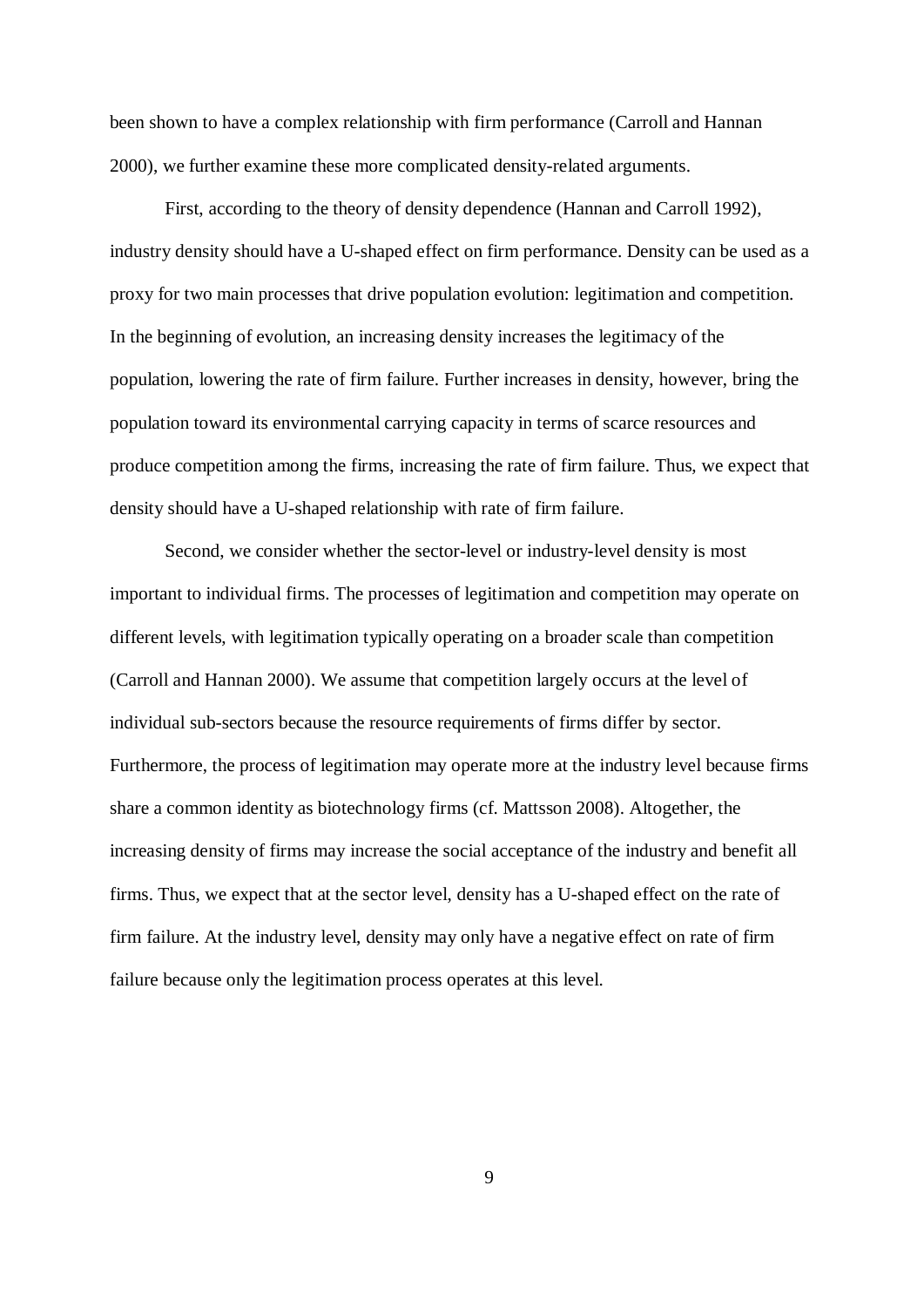been shown to have a complex relationship with firm performance (Carroll and Hannan 2000), we further examine these more complicated density-related arguments.

First, according to the theory of density dependence (Hannan and Carroll 1992), industry density should have a U-shaped effect on firm performance. Density can be used as a proxy for two main processes that drive population evolution: legitimation and competition. In the beginning of evolution, an increasing density increases the legitimacy of the population, lowering the rate of firm failure. Further increases in density, however, bring the population toward its environmental carrying capacity in terms of scarce resources and produce competition among the firms, increasing the rate of firm failure. Thus, we expect that density should have a U-shaped relationship with rate of firm failure.

Second, we consider whether the sector-level or industry-level density is most important to individual firms. The processes of legitimation and competition may operate on different levels, with legitimation typically operating on a broader scale than competition (Carroll and Hannan 2000). We assume that competition largely occurs at the level of individual sub-sectors because the resource requirements of firms differ by sector. Furthermore, the process of legitimation may operate more at the industry level because firms share a common identity as biotechnology firms (cf. Mattsson 2008). Altogether, the increasing density of firms may increase the social acceptance of the industry and benefit all firms. Thus, we expect that at the sector level, density has a U-shaped effect on the rate of firm failure. At the industry level, density may only have a negative effect on rate of firm failure because only the legitimation process operates at this level.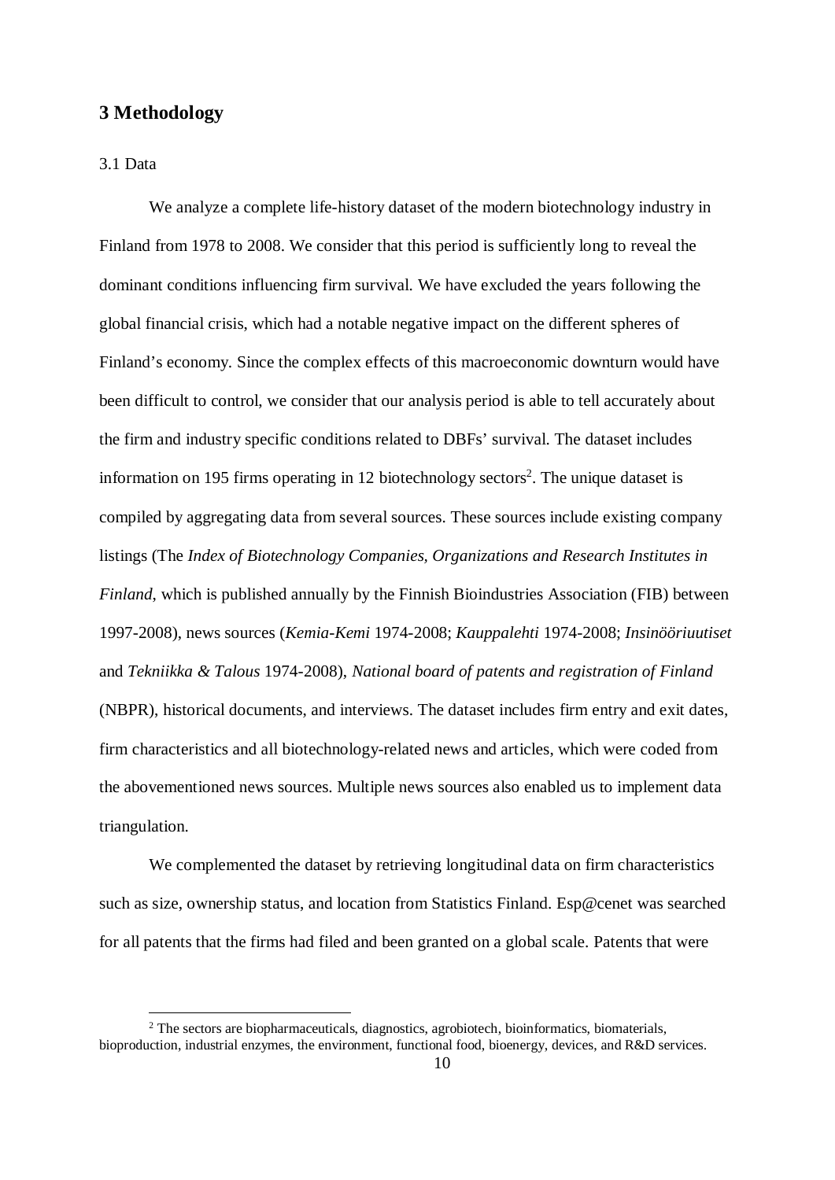## 3 Methodology

### 3.1 Data

We analyze a complete life-history dataset of the modern biotechnology industry in Finland from 1978 to 2008. We consider that this period is sufficiently long to reveal the dominant conditions influencing firm survival. We have excluded the years following the global financial crisis, which had a notable negative impact on the different spheres of Finland's economy. Since the complex effects of this macroeconomic downturn would have been difficult to control, we consider that our analysis period is able to tell accurately about the firm and industry specific conditions related to DBFs' survival. The dataset includes information on 195 firms operating in 12 biotechnology sectors[2]. The unique dataset is compiled by aggregating data from several sources. These sources include existing company listings (The *Index of Biotechnology Companies, Organizations and Research Institutes in Finland*, which is published annually by the Finnish Bioindustries Association (FIB) between 1997-2008), news sources (*Kemia-Kemi* 1974-2008; *Kauppalehti* 1974-2008; *Insinööriuutiset* and *Tekniikka & Talous* 1974-2008), *National board of patents and registration of Finland* (NBPR), historical documents, and interviews. The dataset includes firm entry and exit dates, firm characteristics and all biotechnology-related news and articles, which were coded from the abovementioned news sources. Multiple news sources also enabled us to implement data triangulation.

We complemented the dataset by retrieving longitudinal data on firm characteristics such as size, ownership status, and location from Statistics Finland. Esp@cenet was searched for all patents that the firms had filed and been granted on a global scale. Patents that were

[2] The sectors are biopharmaceuticals, diagnostics, agrobiotech, bioinformatics, biomaterials, bioproduction, industrial enzymes, the environment, functional food, bioenergy, devices, and R&D services.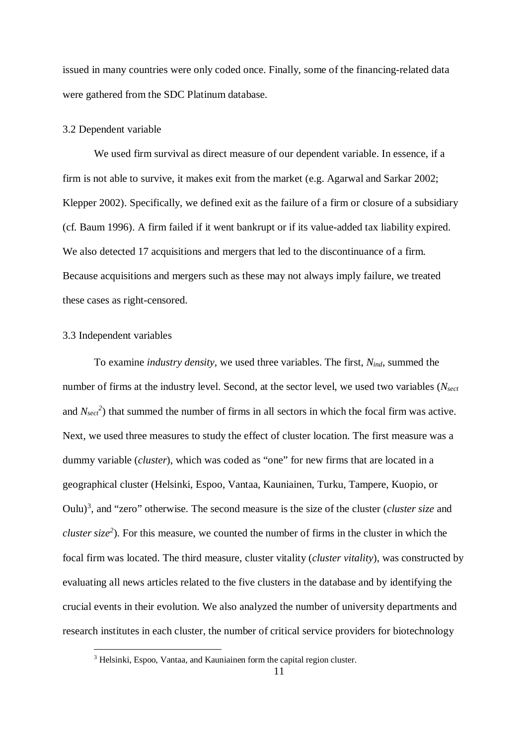issued in many countries were only coded once. Finally, some of the financing-related data were gathered from the SDC Platinum database.

### 3.2 Dependent variable

We used firm survival as direct measure of our dependent variable. In essence, if a firm is not able to survive, it makes exit from the market (e.g. Agarwal and Sarkar 2002; Klepper 2002). Specifically, we defined exit as the failure of a firm or closure of a subsidiary (cf. Baum 1996). A firm failed if it went bankrupt or if its value-added tax liability expired. We also detected 17 acquisitions and mergers that led to the discontinuance of a firm. Because acquisitions and mergers such as these may not always imply failure, we treated these cases as right-censored.

### 3.3 Independent variables

To examine *industry density*, we used three variables. The first, $N_{ind}$, summed the number of firms at the industry level. Second, at the sector level, we used two variables ($N_{sect}$ and $N_{sect}^2$) that summed the number of firms in all sectors in which the focal firm was active. Next, we used three measures to study the effect of cluster location. The first measure was a dummy variable (*cluster*), which was coded as "one" for new firms that are located in a geographical cluster (Helsinki, Espoo, Vantaa, Kauniainen, Turku, Tampere, Kuopio, or Oulu)[3], and "zero" otherwise. The second measure is the size of the cluster (*cluster size* and *cluster size*$^2$). For this measure, we counted the number of firms in the cluster in which the focal firm was located. The third measure, cluster vitality (*cluster vitality*), was constructed by evaluating all news articles related to the five clusters in the database and by identifying the crucial events in their evolution. We also analyzed the number of university departments and research institutes in each cluster, the number of critical service providers for biotechnology

[3] Helsinki, Espoo, Vantaa, and Kauniainen form the capital region cluster.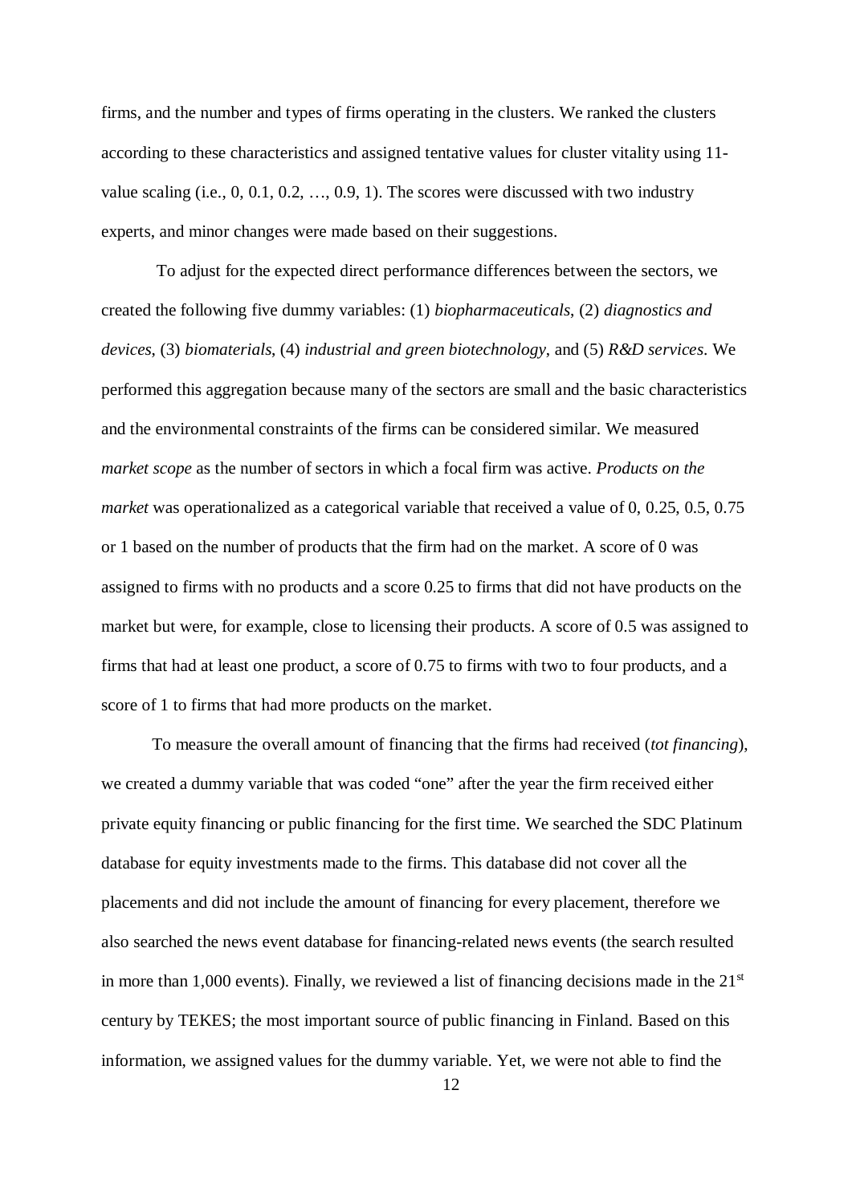firms, and the number and types of firms operating in the clusters. We ranked the clusters according to these characteristics and assigned tentative values for cluster vitality using 11-value scaling (i.e., 0, 0.1, 0.2, …, 0.9, 1). The scores were discussed with two industry experts, and minor changes were made based on their suggestions.

To adjust for the expected direct performance differences between the sectors, we created the following five dummy variables: (1) *biopharmaceuticals*, (2) *diagnostics and devices*, (3) *biomaterials*, (4) *industrial and green biotechnology*, and (5) *R&D services*. We performed this aggregation because many of the sectors are small and the basic characteristics and the environmental constraints of the firms can be considered similar. We measured *market scope* as the number of sectors in which a focal firm was active. *Products on the market* was operationalized as a categorical variable that received a value of 0, 0.25, 0.5, 0.75 or 1 based on the number of products that the firm had on the market. A score of 0 was assigned to firms with no products and a score 0.25 to firms that did not have products on the market but were, for example, close to licensing their products. A score of 0.5 was assigned to firms that had at least one product, a score of 0.75 to firms with two to four products, and a score of 1 to firms that had more products on the market.

To measure the overall amount of financing that the firms had received (*tot financing*), we created a dummy variable that was coded "one" after the year the firm received either private equity financing or public financing for the first time. We searched the SDC Platinum database for equity investments made to the firms. This database did not cover all the placements and did not include the amount of financing for every placement, therefore we also searched the news event database for financing-related news events (the search resulted in more than 1,000 events). Finally, we reviewed a list of financing decisions made in the 21st century by TEKES; the most important source of public financing in Finland. Based on this information, we assigned values for the dummy variable. Yet, we were not able to find the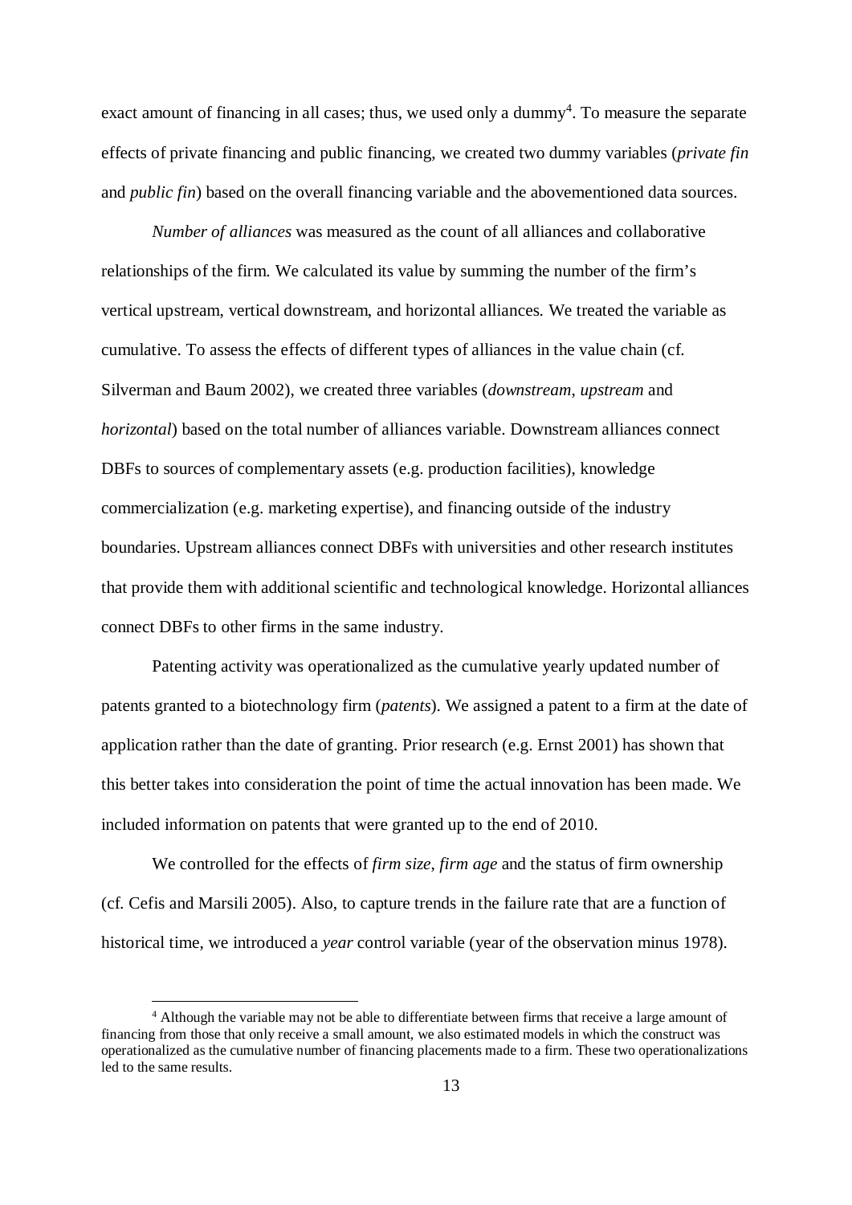exact amount of financing in all cases; thus, we used only a dummy[4]. To measure the separate effects of private financing and public financing, we created two dummy variables (*private fin* and *public fin*) based on the overall financing variable and the abovementioned data sources.

*Number of alliances* was measured as the count of all alliances and collaborative relationships of the firm. We calculated its value by summing the number of the firm's vertical upstream, vertical downstream, and horizontal alliances. We treated the variable as cumulative. To assess the effects of different types of alliances in the value chain (cf. Silverman and Baum 2002), we created three variables (*downstream*, *upstream* and *horizontal*) based on the total number of alliances variable. Downstream alliances connect DBFs to sources of complementary assets (e.g. production facilities), knowledge commercialization (e.g. marketing expertise), and financing outside of the industry boundaries. Upstream alliances connect DBFs with universities and other research institutes that provide them with additional scientific and technological knowledge. Horizontal alliances connect DBFs to other firms in the same industry.

Patenting activity was operationalized as the cumulative yearly updated number of patents granted to a biotechnology firm (*patents*). We assigned a patent to a firm at the date of application rather than the date of granting. Prior research (e.g. Ernst 2001) has shown that this better takes into consideration the point of time the actual innovation has been made. We included information on patents that were granted up to the end of 2010.

We controlled for the effects of *firm size*, *firm age* and the status of firm ownership (cf. Cefis and Marsili 2005). Also, to capture trends in the failure rate that are a function of historical time, we introduced a *year* control variable (year of the observation minus 1978).

[4] Although the variable may not be able to differentiate between firms that receive a large amount of financing from those that only receive a small amount, we also estimated models in which the construct was operationalized as the cumulative number of financing placements made to a firm. These two operationalizations led to the same results.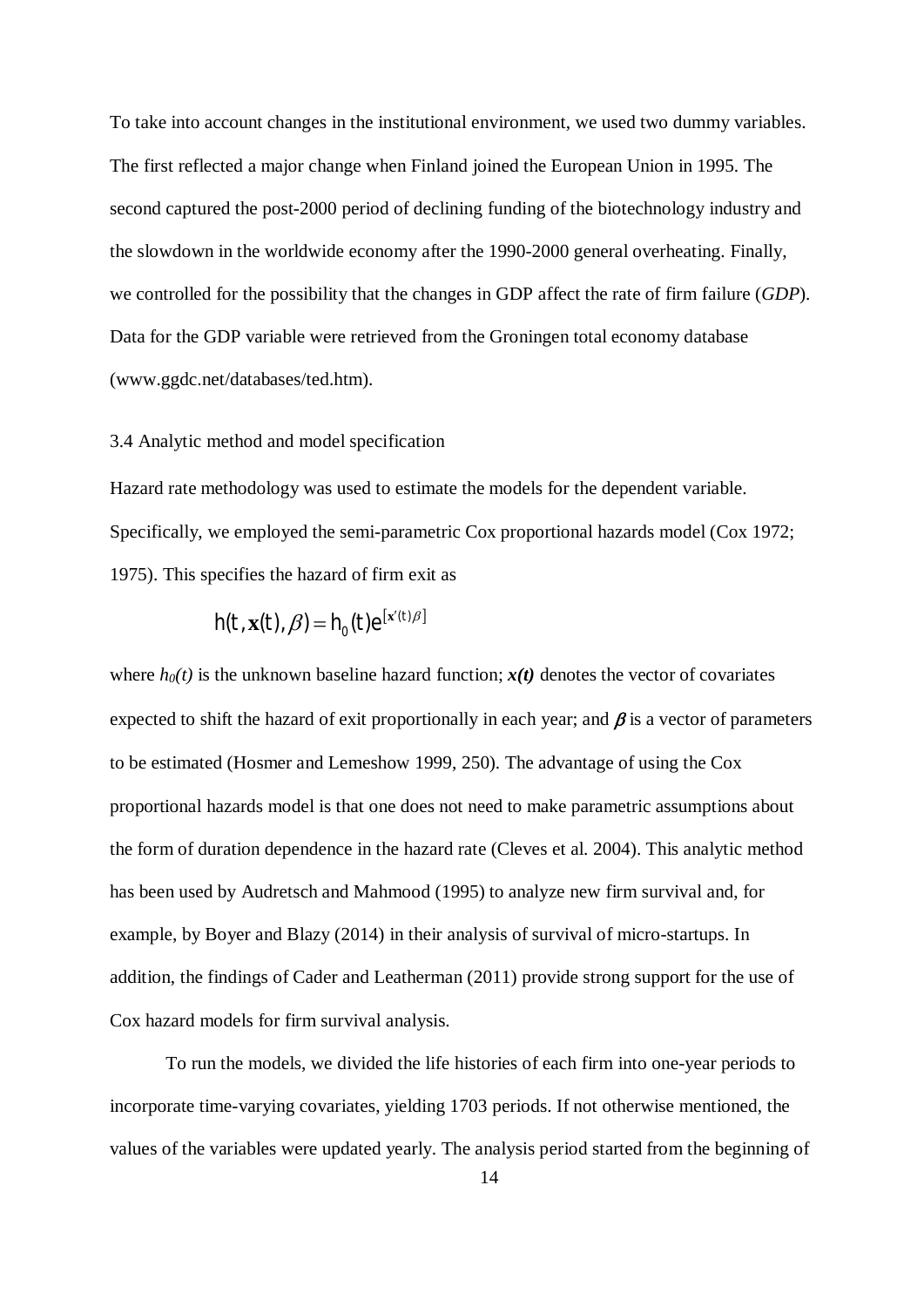To take into account changes in the institutional environment, we used two dummy variables. The first reflected a major change when Finland joined the European Union in 1995. The second captured the post-2000 period of declining funding of the biotechnology industry and the slowdown in the worldwide economy after the 1990-2000 general overheating. Finally, we controlled for the possibility that the changes in GDP affect the rate of firm failure (*GDP*). Data for the GDP variable were retrieved from the Groningen total economy database (www.ggdc.net/databases/ted.htm).

### 3.4 Analytic method and model specification

Hazard rate methodology was used to estimate the models for the dependent variable. Specifically, we employed the semi-parametric Cox proportional hazards model (Cox 1972; 1975). This specifies the hazard of firm exit as

$$h(t, \mathbf{x}(t), \beta) = h_0(t)e^{[\mathbf{x}'(t)\beta]}$$

where $h_0(t)$ is the unknown baseline hazard function; $\boldsymbol{x(t)}$ denotes the vector of covariates expected to shift the hazard of exit proportionally in each year; and $\boldsymbol{\beta}$ is a vector of parameters to be estimated (Hosmer and Lemeshow 1999, 250). The advantage of using the Cox proportional hazards model is that one does not need to make parametric assumptions about the form of duration dependence in the hazard rate (Cleves et al. 2004). This analytic method has been used by Audretsch and Mahmood (1995) to analyze new firm survival and, for example, by Boyer and Blazy (2014) in their analysis of survival of micro-startups. In addition, the findings of Cader and Leatherman (2011) provide strong support for the use of Cox hazard models for firm survival analysis.

To run the models, we divided the life histories of each firm into one-year periods to incorporate time-varying covariates, yielding 1703 periods. If not otherwise mentioned, the values of the variables were updated yearly. The analysis period started from the beginning of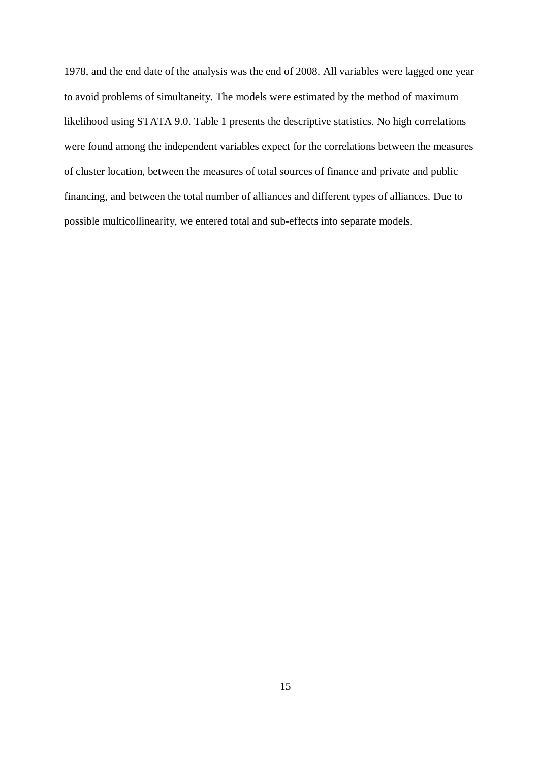1978, and the end date of the analysis was the end of 2008. All variables were lagged one year to avoid problems of simultaneity. The models were estimated by the method of maximum likelihood using STATA 9.0. Table 1 presents the descriptive statistics. No high correlations were found among the independent variables expect for the correlations between the measures of cluster location, between the measures of total sources of finance and private and public financing, and between the total number of alliances and different types of alliances. Due to possible multicollinearity, we entered total and sub-effects into separate models.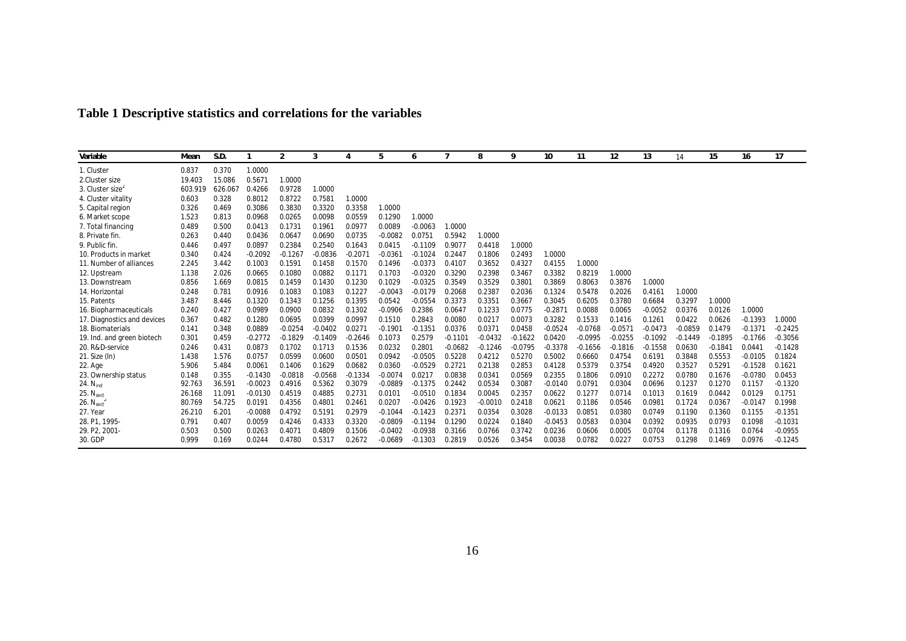**Table 1 Descriptive statistics and correlations for the variables**

| Variable | Mean | S.D. | 1 | 2 | 3 | 4 | 5 | 6 | 7 | 8 | 9 | 10 | 11 | 12 | 13 | 14 | 15 | 16 | 17 |
|---|---|---|---|---|---|---|---|---|---|---|---|---|---|---|---|---|---|---|---|
| 1. Cluster | 0.837 | 0.370 | 1.0000 | | | | | | | | | | | | | | | | |
| 2.Cluster size | 19.403 | 15.086 | 0.5671 | 1.0000 | | | | | | | | | | | | | | | |
| 3. Cluster size$^2$ | 603.919 | 626.067 | 0.4266 | 0.9728 | 1.0000 | | | | | | | | | | | | | | |
| 4. Cluster vitality | 0.603 | 0.328 | 0.8012 | 0.8722 | 0.7581 | 1.0000 | | | | | | | | | | | | | |
| 5. Capital region | 0.326 | 0.469 | 0.3086 | 0.3830 | 0.3320 | 0.3358 | 1.0000 | | | | | | | | | | | | |
| 6. Market scope | 1.523 | 0.813 | 0.0968 | 0.0265 | 0.0098 | 0.0559 | 0.1290 | 1.0000 | | | | | | | | | | | |
| 7. Total financing | 0.489 | 0.500 | 0.0413 | 0.1731 | 0.1961 | 0.0977 | 0.0089 | -0.0063 | 1.0000 | | | | | | | | | | |
| 8. Private fin. | 0.263 | 0.440 | 0.0436 | 0.0647 | 0.0690 | 0.0735 | -0.0082 | 0.0751 | 0.5942 | 1.0000 | | | | | | | | | |
| 9. Public fin. | 0.446 | 0.497 | 0.0897 | 0.2384 | 0.2540 | 0.1643 | 0.0415 | -0.1109 | 0.9077 | 0.4418 | 1.0000 | | | | | | | | |
| 10. Products in market | 0.340 | 0.424 | -0.2092 | -0.1267 | -0.0836 | -0.2071 | -0.0361 | -0.1024 | 0.2447 | 0.1806 | 0.2493 | 1.0000 | | | | | | | |
| 11. Number of alliances | 2.245 | 3.442 | 0.1003 | 0.1591 | 0.1458 | 0.1570 | 0.1496 | -0.0373 | 0.4107 | 0.3652 | 0.4327 | 0.4155 | 1.0000 | | | | | | |
| 12. Upstream | 1.138 | 2.026 | 0.0665 | 0.1080 | 0.0882 | 0.1171 | 0.1703 | -0.0320 | 0.3290 | 0.2398 | 0.3467 | 0.3382 | 0.8219 | 1.0000 | | | | | |
| 13. Downstream | 0.856 | 1.669 | 0.0815 | 0.1459 | 0.1430 | 0.1230 | 0.1029 | -0.0325 | 0.3549 | 0.3529 | 0.3801 | 0.3869 | 0.8063 | 0.3876 | 1.0000 | | | | |
| 14. Horizontal | 0.248 | 0.781 | 0.0916 | 0.1083 | 0.1083 | 0.1227 | -0.0043 | -0.0179 | 0.2068 | 0.2387 | 0.2036 | 0.1324 | 0.5478 | 0.2026 | 0.4161 | 1.0000 | | | |
| 15. Patents | 3.487 | 8.446 | 0.1320 | 0.1343 | 0.1256 | 0.1395 | 0.0542 | -0.0554 | 0.3373 | 0.3351 | 0.3667 | 0.3045 | 0.6205 | 0.3780 | 0.6684 | 0.3297 | 1.0000 | | |
| 16. Biopharmaceuticals | 0.240 | 0.427 | 0.0989 | 0.0900 | 0.0832 | 0.1302 | -0.0906 | 0.2386 | 0.0647 | 0.1233 | 0.0775 | -0.2871 | 0.0088 | 0.0065 | -0.0052 | 0.0376 | 0.0126 | 1.0000 | |
| 17. Diagnostics and devices | 0.367 | 0.482 | 0.1280 | 0.0695 | 0.0399 | 0.0997 | 0.1510 | 0.2843 | 0.0080 | 0.0217 | 0.0073 | 0.3282 | 0.1533 | 0.1416 | 0.1261 | 0.0422 | 0.0626 | -0.1393 | 1.0000 |
| 18. Biomaterials | 0.141 | 0.348 | 0.0889 | -0.0254 | -0.0402 | 0.0271 | -0.1901 | -0.1351 | 0.0376 | 0.0371 | 0.0458 | -0.0524 | -0.0768 | -0.0571 | -0.0473 | -0.0859 | 0.1479 | -0.1371 | -0.2425 |
| 19. Ind. and green biotech | 0.301 | 0.459 | -0.2772 | -0.1829 | -0.1409 | -0.2646 | 0.1073 | 0.2579 | -0.1101 | -0.0432 | -0.1622 | 0.0420 | -0.0995 | -0.0255 | -0.1092 | -0.1449 | -0.1895 | -0.1766 | -0.3056 |
| 20. R&D-service | 0.246 | 0.431 | 0.0873 | 0.1702 | 0.1713 | 0.1536 | 0.0232 | 0.2801 | -0.0682 | -0.1246 | -0.0795 | -0.3378 | -0.1656 | -0.1816 | -0.1558 | 0.0630 | -0.1841 | 0.0441 | -0.1428 |
| 21. Size (ln) | 1.438 | 1.576 | 0.0757 | 0.0599 | 0.0600 | 0.0501 | 0.0942 | -0.0505 | 0.5228 | 0.4212 | 0.5270 | 0.5002 | 0.6660 | 0.4754 | 0.6191 | 0.3848 | 0.5553 | -0.0105 | 0.1824 |
| 22. Age | 5.906 | 5.484 | 0.0061 | 0.1406 | 0.1629 | 0.0682 | 0.0360 | -0.0529 | 0.2721 | 0.2138 | 0.2853 | 0.4128 | 0.5379 | 0.3754 | 0.4920 | 0.3527 | 0.5291 | -0.1528 | 0.1621 |
| 23. Ownership status | 0.148 | 0.355 | -0.1430 | -0.0818 | -0.0568 | -0.1334 | -0.0074 | 0.0217 | 0.0838 | 0.0341 | 0.0569 | 0.2355 | 0.1806 | 0.0910 | 0.2272 | 0.0780 | 0.1676 | -0.0780 | 0.0453 |
| 24. $N_{ind}$ | 92.763 | 36.591 | -0.0023 | 0.4916 | 0.5362 | 0.3079 | -0.0889 | -0.1375 | 0.2442 | 0.0534 | 0.3087 | -0.0140 | 0.0791 | 0.0304 | 0.0696 | 0.1237 | 0.1270 | 0.1157 | -0.1320 |
| 25. $N_{sect}$ | 26.168 | 11.091 | -0.0130 | 0.4519 | 0.4885 | 0.2731 | 0.0101 | -0.0510 | 0.1834 | 0.0045 | 0.2357 | 0.0622 | 0.1277 | 0.0714 | 0.1013 | 0.1619 | 0.0442 | 0.0129 | 0.1751 |
| 26. $N_{sect}^2$ | 80.769 | 54.725 | 0.0191 | 0.4356 | 0.4801 | 0.2461 | 0.0207 | -0.0426 | 0.1923 | -0.0010 | 0.2418 | 0.0621 | 0.1186 | 0.0546 | 0.0981 | 0.1724 | 0.0367 | -0.0147 | 0.1998 |
| 27. Year | 26.210 | 6.201 | -0.0088 | 0.4792 | 0.5191 | 0.2979 | -0.1044 | -0.1423 | 0.2371 | 0.0354 | 0.3028 | -0.0133 | 0.0851 | 0.0380 | 0.0749 | 0.1190 | 0.1360 | 0.1155 | -0.1351 |
| 28. P1, 1995- | 0.791 | 0.407 | 0.0059 | 0.4246 | 0.4333 | 0.3320 | -0.0809 | -0.1194 | 0.1290 | 0.0224 | 0.1840 | -0.0453 | 0.0583 | 0.0304 | 0.0392 | 0.0935 | 0.0793 | 0.1098 | -0.1031 |
| 29. P2, 2001- | 0.503 | 0.500 | 0.0263 | 0.4071 | 0.4809 | 0.1506 | -0.0402 | -0.0938 | 0.3166 | 0.0766 | 0.3742 | 0.0236 | 0.0606 | 0.0005 | 0.0704 | 0.1178 | 0.1316 | 0.0764 | -0.0955 |
| 30. GDP | 0.999 | 0.169 | 0.0244 | 0.4780 | 0.5317 | 0.2672 | -0.0689 | -0.1303 | 0.2819 | 0.0526 | 0.3454 | 0.0038 | 0.0782 | 0.0227 | 0.0753 | 0.1298 | 0.1469 | 0.0976 | -0.1245 |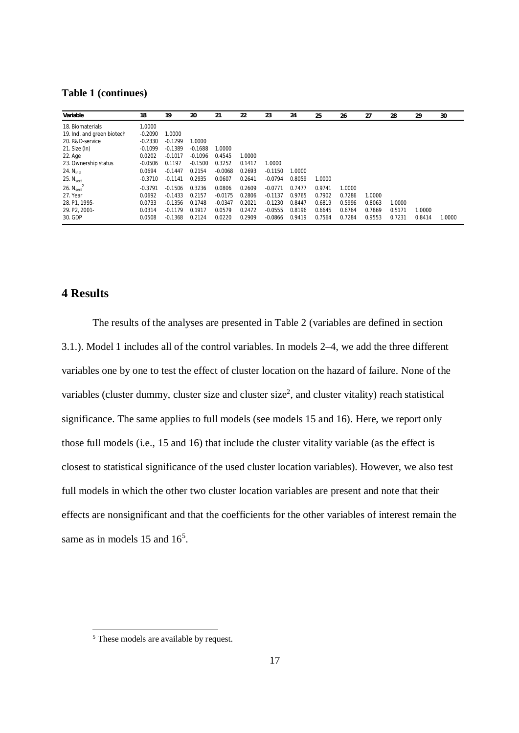**Table 1 (continues)**

| Variable | 18 | 19 | 20 | 21 | 22 | 23 | 24 | 25 | 26 | 27 | 28 | 29 | 30 |
|---|---|---|---|---|---|---|---|---|---|---|---|---|---|
| 18. Biomaterials | 1.0000 | | | | | | | | | | | | |
| 19. Ind. and green biotech | -0.2090 | 1.0000 | | | | | | | | | | | |
| 20. R&D-service | -0.2330 | -0.1299 | 1.0000 | | | | | | | | | | |
| 21. Size (ln) | -0.1099 | -0.1389 | -0.1688 | 1.0000 | | | | | | | | | |
| 22. Age | 0.0202 | -0.1017 | -0.1096 | 0.4545 | 1.0000 | | | | | | | | |
| 23. Ownership status | -0.0506 | 0.1197 | -0.1500 | 0.3252 | 0.1417 | 1.0000 | | | | | | | |
| 24. $N_{ind}$ | 0.0694 | -0.1447 | 0.2154 | -0.0068 | 0.2693 | -0.1150 | 1.0000 | | | | | | |
| 25. $N_{sect}$ | -0.3710 | -0.1141 | 0.2935 | 0.0607 | 0.2641 | -0.0794 | 0.8059 | 1.0000 | | | | | |
| 26. $N_{sect}^2$ | -0.3791 | -0.1506 | 0.3236 | 0.0806 | 0.2609 | -0.0771 | 0.7477 | 0.9741 | 1.0000 | | | | |
| 27. Year | 0.0692 | -0.1433 | 0.2157 | -0.0175 | 0.2806 | -0.1137 | 0.9765 | 0.7902 | 0.7286 | 1.0000 | | | |
| 28. P1, 1995- | 0.0733 | -0.1356 | 0.1748 | -0.0347 | 0.2021 | -0.1230 | 0.8447 | 0.6819 | 0.5996 | 0.8063 | 1.0000 | | |
| 29. P2, 2001- | 0.0314 | -0.1179 | 0.1917 | 0.0579 | 0.2472 | -0.0555 | 0.8196 | 0.6645 | 0.6764 | 0.7869 | 0.5171 | 1.0000 | |
| 30. GDP | 0.0508 | -0.1368 | 0.2124 | 0.0220 | 0.2909 | -0.0866 | 0.9419 | 0.7564 | 0.7284 | 0.9553 | 0.7231 | 0.8414 | 1.0000 |

# 4 Results

The results of the analyses are presented in Table 2 (variables are defined in section 3.1.). Model 1 includes all of the control variables. In models 2–4, we add the three different variables one by one to test the effect of cluster location on the hazard of failure. None of the variables (cluster dummy, cluster size and cluster size$^2$, and cluster vitality) reach statistical significance. The same applies to full models (see models 15 and 16). Here, we report only those full models (i.e., 15 and 16) that include the cluster vitality variable (as the effect is closest to statistical significance of the used cluster location variables). However, we also test full models in which the other two cluster location variables are present and note that their effects are nonsignificant and that the coefficients for the other variables of interest remain the same as in models 15 and 16[5].

[5] These models are available by request.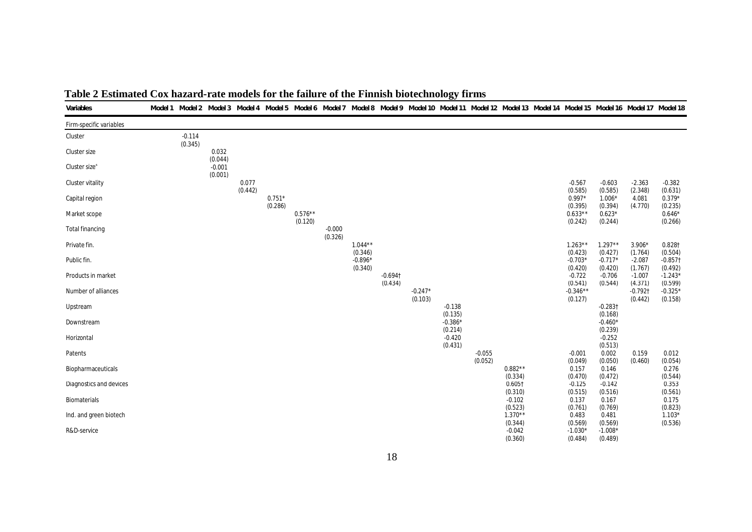**Table 2 Estimated Cox hazard-rate models for the failure of the Finnish biotechnology firms**

| Variables | Model 1 | Model 2 | Model 3 | Model 4 | Model 5 | Model 6 | Model 7 | Model 8 | Model 9 | Model 10 | Model 11 | Model 12 | Model 13 | Model 14 | Model 15 | Model 16 | Model 17 | Model 18 |
|---|---|---|---|---|---|---|---|---|---|---|---|---|---|---|---|---|---|---|
| Firm-specific variables | | | | | | | | | | | | | | | | | | |
| Cluster | | -0.114 (0.345) | | | | | | | | | | | | | | | | |
| Cluster size | | | 0.032 (0.044) | | | | | | | | | | | | | | | |
| Cluster size² | | | -0.001 (0.001) | | | | | | | | | | | | | | | |
| Cluster vitality | | | | 0.077 (0.442) | | | | | | | | | | | -0.567 (0.585) | -0.603 (0.585) | -2.363 (2.348) | -0.382 (0.631) |
| Capital region | | | | | 0.751* (0.286) | | | | | | | | | | 0.997* (0.395) | 1.006* (0.394) | 4.081 (4.770) | 0.379* (0.235) |
| Market scope | | | | | | 0.576** (0.120) | | | | | | | | | 0.633** (0.242) | 0.623* (0.244) | | 0.646* (0.266) |
| Total financing | | | | | | | -0.000 (0.326) | | | | | | | | | | | |
| Private fin. | | | | | | | | 1.044** (0.346) | | | | | | | 1.263** (0.423) | 1.297** (0.427) | 3.906* (1.764) | 0.828† (0.504) |
| Public fin. | | | | | | | | -0.896* (0.340) | | | | | | | -0.703* (0.420) | -0.717* (0.420) | -2.087 (1.767) | -0.857† (0.492) |
| Products in market | | | | | | | | | -0.694† (0.434) | | | | | | -0.722 (0.541) | -0.706 (0.544) | -1.007 (4.371) | -1.243* (0.599) |
| Number of alliances | | | | | | | | | | -0.247* (0.103) | | | | | -0.346** (0.127) | | -0.792† (0.442) | -0.325* (0.158) |
| Upstream | | | | | | | | | | | -0.138 (0.135) | | | | | -0.283† (0.168) | | |
| Downstream | | | | | | | | | | | -0.386* (0.214) | | | | | -0.460* (0.239) | | |
| Horizontal | | | | | | | | | | | -0.420 (0.431) | | | | | -0.252 (0.513) | | |
| Patents | | | | | | | | | | | | -0.055 (0.052) | | | -0.001 (0.049) | 0.002 (0.050) | 0.159 (0.460) | 0.012 (0.054) |
| Biopharmaceuticals | | | | | | | | | | | | | 0.882** (0.334) | | 0.157 (0.470) | 0.146 (0.472) | | 0.276 (0.544) |
| Diagnostics and devices | | | | | | | | | | | | | 0.605† (0.310) | | -0.125 (0.515) | -0.142 (0.516) | | 0.353 (0.561) |
| Biomaterials | | | | | | | | | | | | | -0.102 (0.523) | | 0.137 (0.761) | 0.167 (0.769) | | 0.175 (0.823) |
| Ind. and green biotech | | | | | | | | | | | | | 1.370** (0.344) | | 0.483 (0.569) | 0.481 (0.569) | | 1.103* (0.536) |
| R&D-service | | | | | | | | | | | | | -0.042 (0.360) | | -1.030* (0.484) | -1.008* (0.489) | | |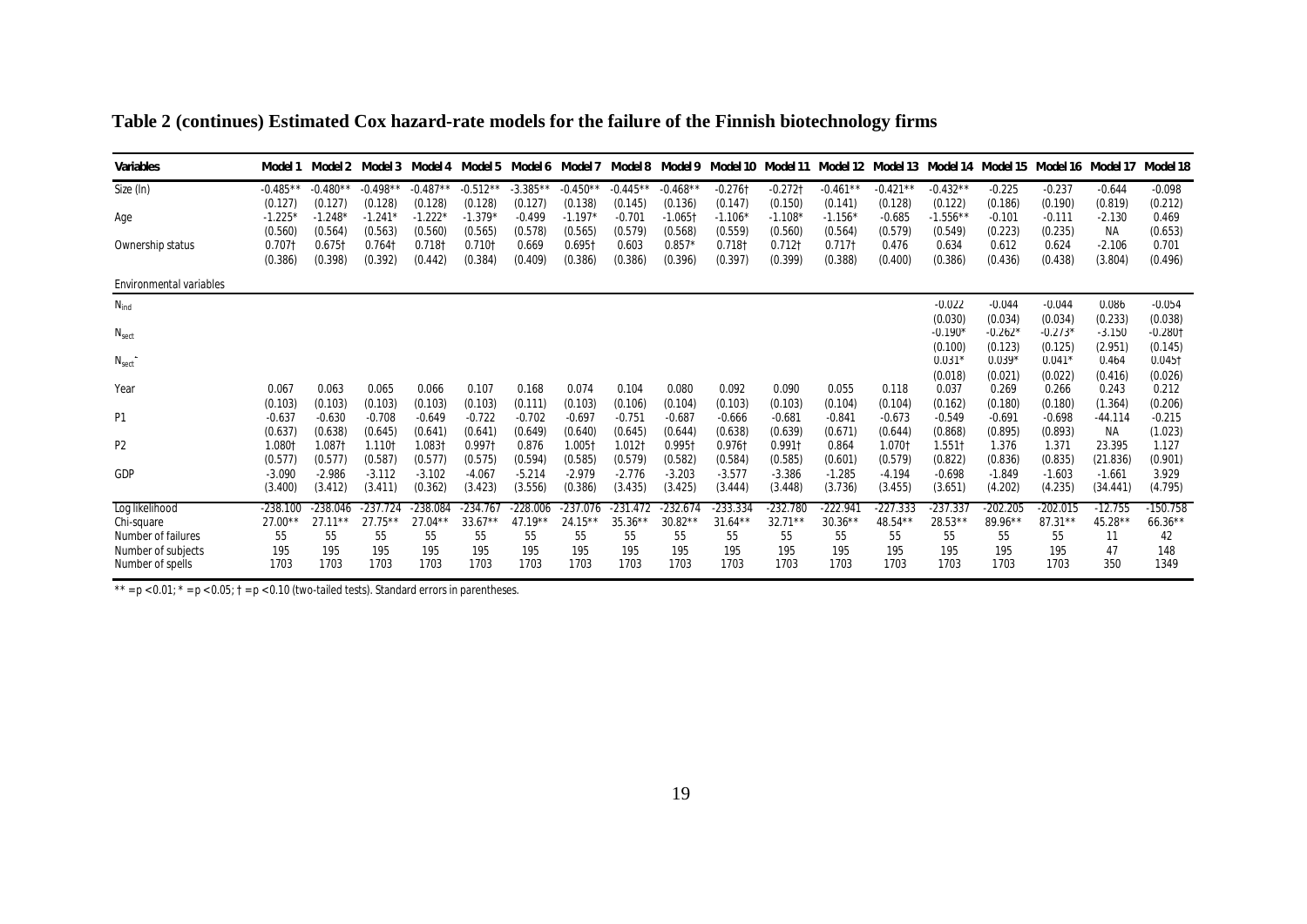**Table 2 (continues) Estimated Cox hazard-rate models for the failure of the Finnish biotechnology firms**

| Variables | Model 1 | Model 2 | Model 3 | Model 4 | Model 5 | Model 6 | Model 7 | Model 8 | Model 9 | Model 10 | Model 11 | Model 12 | Model 13 | Model 14 | Model 15 | Model 16 | Model 17 | Model 18 |
|---|---|---|---|---|---|---|---|---|---|---|---|---|---|---|---|---|---|---|
| Size (ln) | -0.485** | -0.480** | -0.498** | -0.487** | -0.512** | -3.385** | -0.450** | -0.445** | -0.468** | -0.276† | -0.272† | -0.461** | -0.421** | -0.432** | -0.225 | -0.237 | -0.644 | -0.098 |
| | (0.127) | (0.127) | (0.128) | (0.128) | (0.128) | (0.127) | (0.138) | (0.145) | (0.136) | (0.147) | (0.150) | (0.141) | (0.128) | (0.122) | (0.186) | (0.190) | (0.819) | (0.212) |
| Age | -1.225* | -1.248* | -1.241* | -1.222* | -1.379* | -0.499 | -1.197* | -0.701 | -1.065† | -1.106* | -1.108* | -1.156* | -0.685 | -1.556** | -0.101 | -0.111 | -2.130 | 0.469 |
| | (0.560) | (0.564) | (0.563) | (0.560) | (0.565) | (0.578) | (0.565) | (0.579) | (0.568) | (0.559) | (0.560) | (0.564) | (0.579) | (0.549) | (0.223) | (0.235) | NA | (0.653) |
| Ownership status | 0.707† | 0.675† | 0.764† | 0.718† | 0.710† | 0.669 | 0.695† | 0.603 | 0.857* | 0.718† | 0.712† | 0.717† | 0.476 | 0.634 | 0.612 | 0.624 | -2.106 | 0.701 |
| | (0.386) | (0.398) | (0.392) | (0.442) | (0.384) | (0.409) | (0.386) | (0.386) | (0.396) | (0.397) | (0.399) | (0.388) | (0.400) | (0.386) | (0.436) | (0.438) | (3.804) | (0.496) |
| Environmental variables | | | | | | | | | | | | | | | | | | |
| $N_{ind}$ | | | | | | | | | | | | | | -0.022 | -0.044 | -0.044 | 0.086 | -0.054 |
| | | | | | | | | | | | | | | (0.030) | (0.034) | (0.034) | (0.233) | (0.038) |
| $N_{sect}$ | | | | | | | | | | | | | | -0.190* | -0.262* | -0.273* | -3.150 | -0.280† |
| | | | | | | | | | | | | | | (0.100) | (0.123) | (0.125) | (2.951) | (0.145) |
| $N_{sect}^2$ | | | | | | | | | | | | | | 0.031* | 0.039* | 0.041* | 0.464 | 0.045† |
| | | | | | | | | | | | | | | (0.018) | (0.021) | (0.022) | (0.416) | (0.026) |
| Year | 0.067 | 0.063 | 0.065 | 0.066 | 0.107 | 0.168 | 0.074 | 0.104 | 0.080 | 0.092 | 0.090 | 0.055 | 0.118 | 0.037 | 0.269 | 0.266 | 0.243 | 0.212 |
| | (0.103) | (0.103) | (0.103) | (0.103) | (0.103) | (0.111) | (0.103) | (0.106) | (0.104) | (0.103) | (0.103) | (0.104) | (0.104) | (0.162) | (0.180) | (0.180) | (1.364) | (0.206) |
| P1 | -0.637 | -0.630 | -0.708 | -0.649 | -0.722 | -0.702 | -0.697 | -0.751 | -0.687 | -0.666 | -0.681 | -0.841 | -0.673 | -0.549 | -0.691 | -0.698 | -44.114 | -0.215 |
| | (0.637) | (0.638) | (0.645) | (0.641) | (0.641) | (0.649) | (0.640) | (0.645) | (0.644) | (0.638) | (0.639) | (0.671) | (0.644) | (0.868) | (0.895) | (0.893) | NA | (1.023) |
| P2 | 1.080† | 1.087† | 1.110† | 1.083† | 0.997† | 0.876 | 1.005† | 1.012† | 0.995† | 0.976† | 0.991† | 0.864 | 1.070† | 1.551† | 1.376 | 1.371 | 23.395 | 1.127 |
| | (0.577) | (0.577) | (0.587) | (0.577) | (0.575) | (0.594) | (0.585) | (0.579) | (0.582) | (0.584) | (0.585) | (0.601) | (0.579) | (0.822) | (0.836) | (0.835) | (21.836) | (0.901) |
| GDP | -3.090 | -2.986 | -3.112 | -3.102 | -4.067 | -5.214 | -2.979 | -2.776 | -3.203 | -3.577 | -3.386 | -1.285 | -4.194 | -0.698 | -1.849 | -1.603 | -1.661 | 3.929 |
| | (3.400) | (3.412) | (3.411) | (0.362) | (3.423) | (3.556) | (0.386) | (3.435) | (3.425) | (3.444) | (3.448) | (3.736) | (3.455) | (3.651) | (4.202) | (4.235) | (34.441) | (4.795) |
| Log likelihood | -238.100 | -238.046 | -237.724 | -238.084 | -234.767 | -228.006 | -237.076 | -231.472 | -232.674 | -233.334 | -232.780 | -222.941 | -227.333 | -237.337 | -202.205 | -202.015 | -12.755 | -150.758 |
| Chi-square | 27.00** | 27.11** | 27.75** | 27.04** | 33.67** | 47.19** | 24.15** | 35.36** | 30.82** | 31.64** | 32.71** | 30.36** | 48.54** | 28.53** | 89.96** | 87.31** | 45.28** | 66.36** |
| Number of failures | 55 | 55 | 55 | 55 | 55 | 55 | 55 | 55 | 55 | 55 | 55 | 55 | 55 | 55 | 55 | 55 | 11 | 42 |
| Number of subjects | 195 | 195 | 195 | 195 | 195 | 195 | 195 | 195 | 195 | 195 | 195 | 195 | 195 | 195 | 195 | 195 | 47 | 148 |
| Number of spells | 1703 | 1703 | 1703 | 1703 | 1703 | 1703 | 1703 | 1703 | 1703 | 1703 | 1703 | 1703 | 1703 | 1703 | 1703 | 1703 | 350 | 1349 |

** = p < 0.01; * = p < 0.05; † = p < 0.10 (two-tailed tests). Standard errors in parentheses.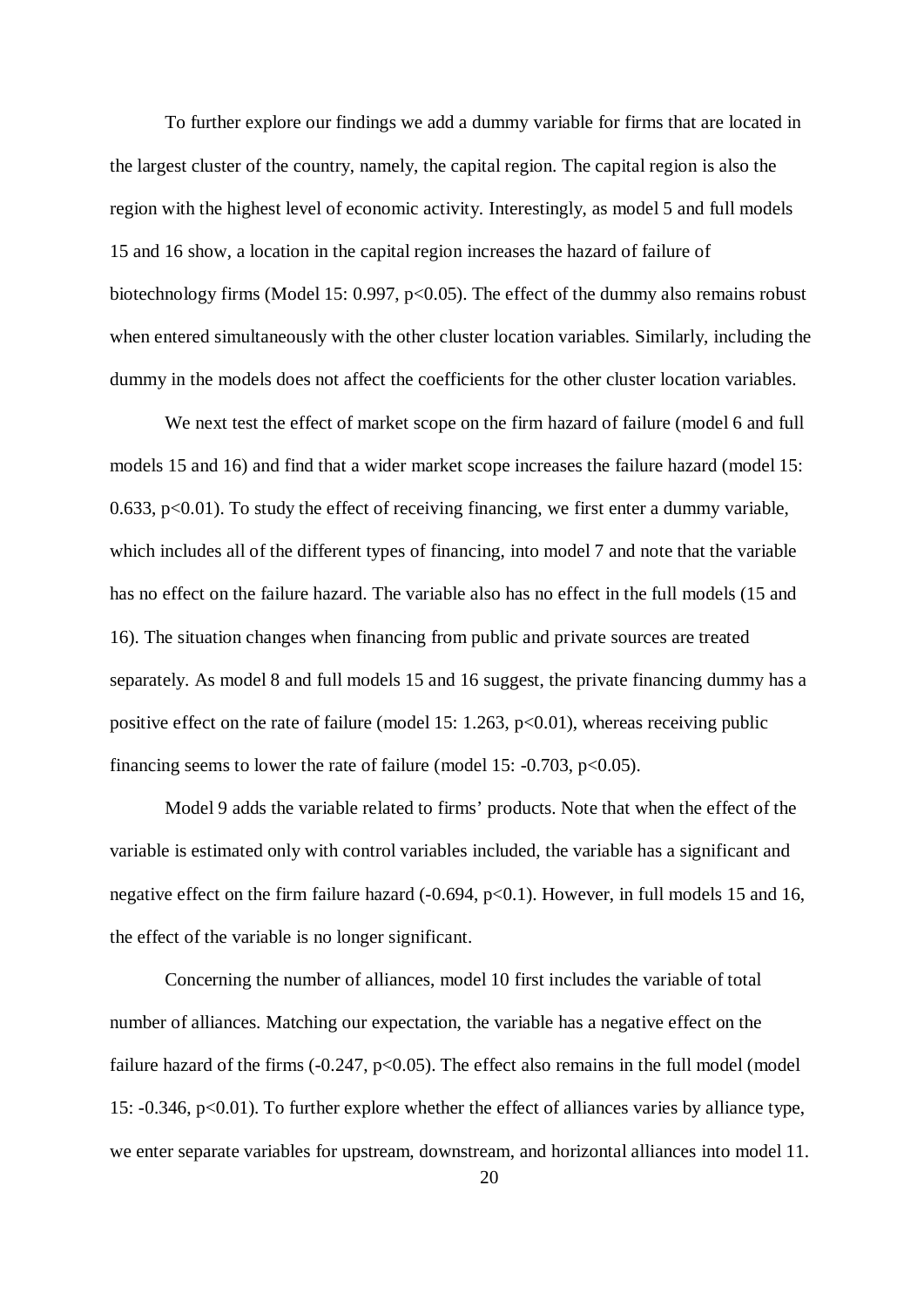To further explore our findings we add a dummy variable for firms that are located in the largest cluster of the country, namely, the capital region. The capital region is also the region with the highest level of economic activity. Interestingly, as model 5 and full models 15 and 16 show, a location in the capital region increases the hazard of failure of biotechnology firms (Model 15: 0.997, $p<0.05$). The effect of the dummy also remains robust when entered simultaneously with the other cluster location variables. Similarly, including the dummy in the models does not affect the coefficients for the other cluster location variables.

We next test the effect of market scope on the firm hazard of failure (model 6 and full models 15 and 16) and find that a wider market scope increases the failure hazard (model 15: 0.633, $p<0.01$). To study the effect of receiving financing, we first enter a dummy variable, which includes all of the different types of financing, into model 7 and note that the variable has no effect on the failure hazard. The variable also has no effect in the full models (15 and 16). The situation changes when financing from public and private sources are treated separately. As model 8 and full models 15 and 16 suggest, the private financing dummy has a positive effect on the rate of failure (model 15: 1.263, $p<0.01$), whereas receiving public financing seems to lower the rate of failure (model 15: -0.703, $p<0.05$).

Model 9 adds the variable related to firms' products. Note that when the effect of the variable is estimated only with control variables included, the variable has a significant and negative effect on the firm failure hazard (-0.694, $p<0.1$). However, in full models 15 and 16, the effect of the variable is no longer significant.

Concerning the number of alliances, model 10 first includes the variable of total number of alliances. Matching our expectation, the variable has a negative effect on the failure hazard of the firms (-0.247, $p<0.05$). The effect also remains in the full model (model 15: -0.346, $p<0.01$). To further explore whether the effect of alliances varies by alliance type, we enter separate variables for upstream, downstream, and horizontal alliances into model 11.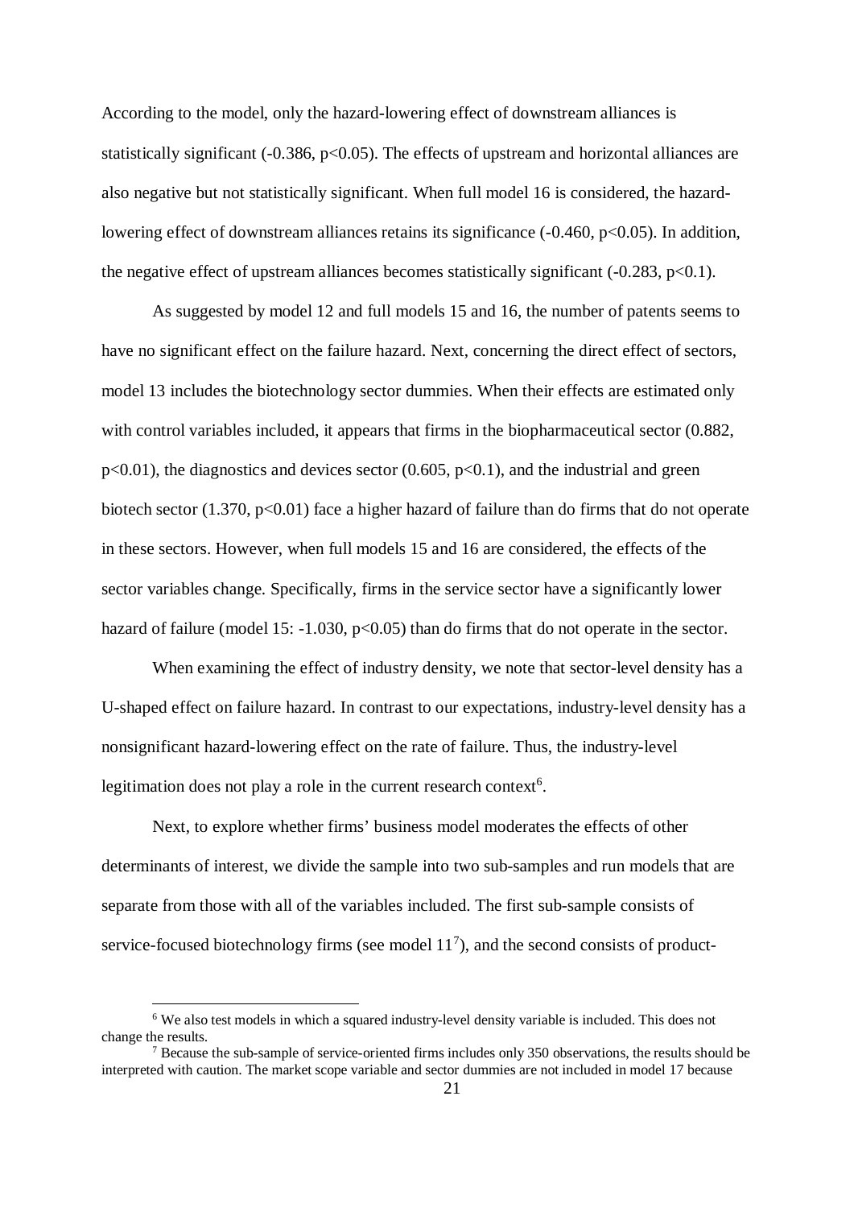According to the model, only the hazard-lowering effect of downstream alliances is statistically significant (-0.386, $p<0.05$). The effects of upstream and horizontal alliances are also negative but not statistically significant. When full model 16 is considered, the hazard-lowering effect of downstream alliances retains its significance (-0.460, $p<0.05$). In addition, the negative effect of upstream alliances becomes statistically significant (-0.283, $p<0.1$).

As suggested by model 12 and full models 15 and 16, the number of patents seems to have no significant effect on the failure hazard. Next, concerning the direct effect of sectors, model 13 includes the biotechnology sector dummies. When their effects are estimated only with control variables included, it appears that firms in the biopharmaceutical sector (0.882, $p<0.01$), the diagnostics and devices sector (0.605, $p<0.1$), and the industrial and green biotech sector (1.370, $p<0.01$) face a higher hazard of failure than do firms that do not operate in these sectors. However, when full models 15 and 16 are considered, the effects of the sector variables change. Specifically, firms in the service sector have a significantly lower hazard of failure (model 15: -1.030, $p<0.05$) than do firms that do not operate in the sector.

When examining the effect of industry density, we note that sector-level density has a U-shaped effect on failure hazard. In contrast to our expectations, industry-level density has a nonsignificant hazard-lowering effect on the rate of failure. Thus, the industry-level legitimation does not play a role in the current research context[6].

Next, to explore whether firms' business model moderates the effects of other determinants of interest, we divide the sample into two sub-samples and run models that are separate from those with all of the variables included. The first sub-sample consists of service-focused biotechnology firms (see model 11[7]), and the second consists of product-

[6] We also test models in which a squared industry-level density variable is included. This does not change the results.

[7] Because the sub-sample of service-oriented firms includes only 350 observations, the results should be interpreted with caution. The market scope variable and sector dummies are not included in model 17 because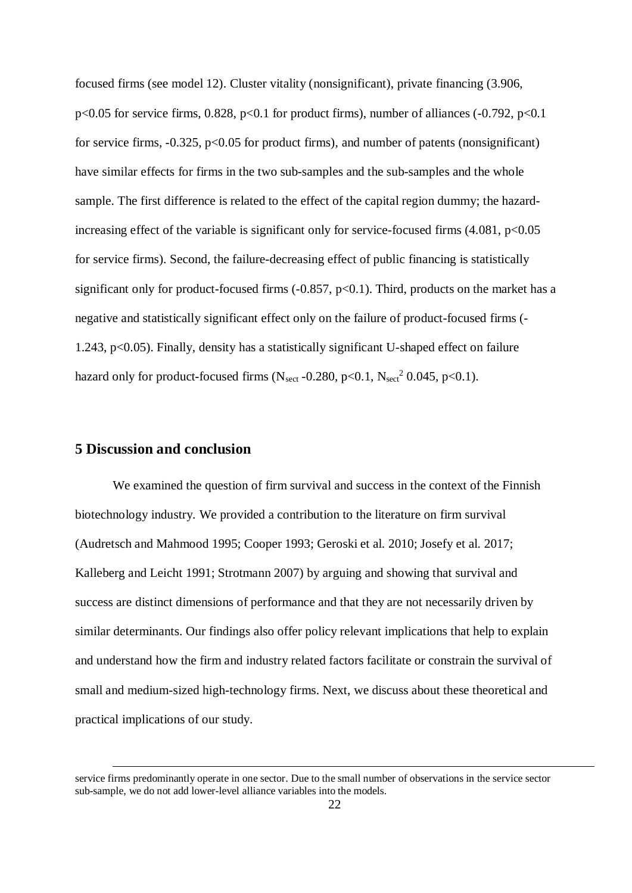focused firms (see model 12). Cluster vitality (nonsignificant), private financing (3.906, $p<0.05$ for service firms, 0.828, $p<0.1$ for product firms), number of alliances (-0.792, $p<0.1$ for service firms, -0.325, $p<0.05$ for product firms), and number of patents (nonsignificant) have similar effects for firms in the two sub-samples and the sub-samples and the whole sample. The first difference is related to the effect of the capital region dummy; the hazard-increasing effect of the variable is significant only for service-focused firms (4.081, $p<0.05$ for service firms). Second, the failure-decreasing effect of public financing is statistically significant only for product-focused firms (-0.857, $p<0.1$). Third, products on the market has a negative and statistically significant effect only on the failure of product-focused firms (-1.243, $p<0.05$). Finally, density has a statistically significant U-shaped effect on failure hazard only for product-focused firms ($N_{sect}$ -0.280, $p<0.1$, $N_{sect}^2$ 0.045, $p<0.1$).

## 5 Discussion and conclusion

We examined the question of firm survival and success in the context of the Finnish biotechnology industry. We provided a contribution to the literature on firm survival (Audretsch and Mahmood 1995; Cooper 1993; Geroski et al. 2010; Josefy et al. 2017; Kalleberg and Leicht 1991; Strotmann 2007) by arguing and showing that survival and success are distinct dimensions of performance and that they are not necessarily driven by similar determinants. Our findings also offer policy relevant implications that help to explain and understand how the firm and industry related factors facilitate or constrain the survival of small and medium-sized high-technology firms. Next, we discuss about these theoretical and practical implications of our study.

service firms predominantly operate in one sector. Due to the small number of observations in the service sector sub-sample, we do not add lower-level alliance variables into the models.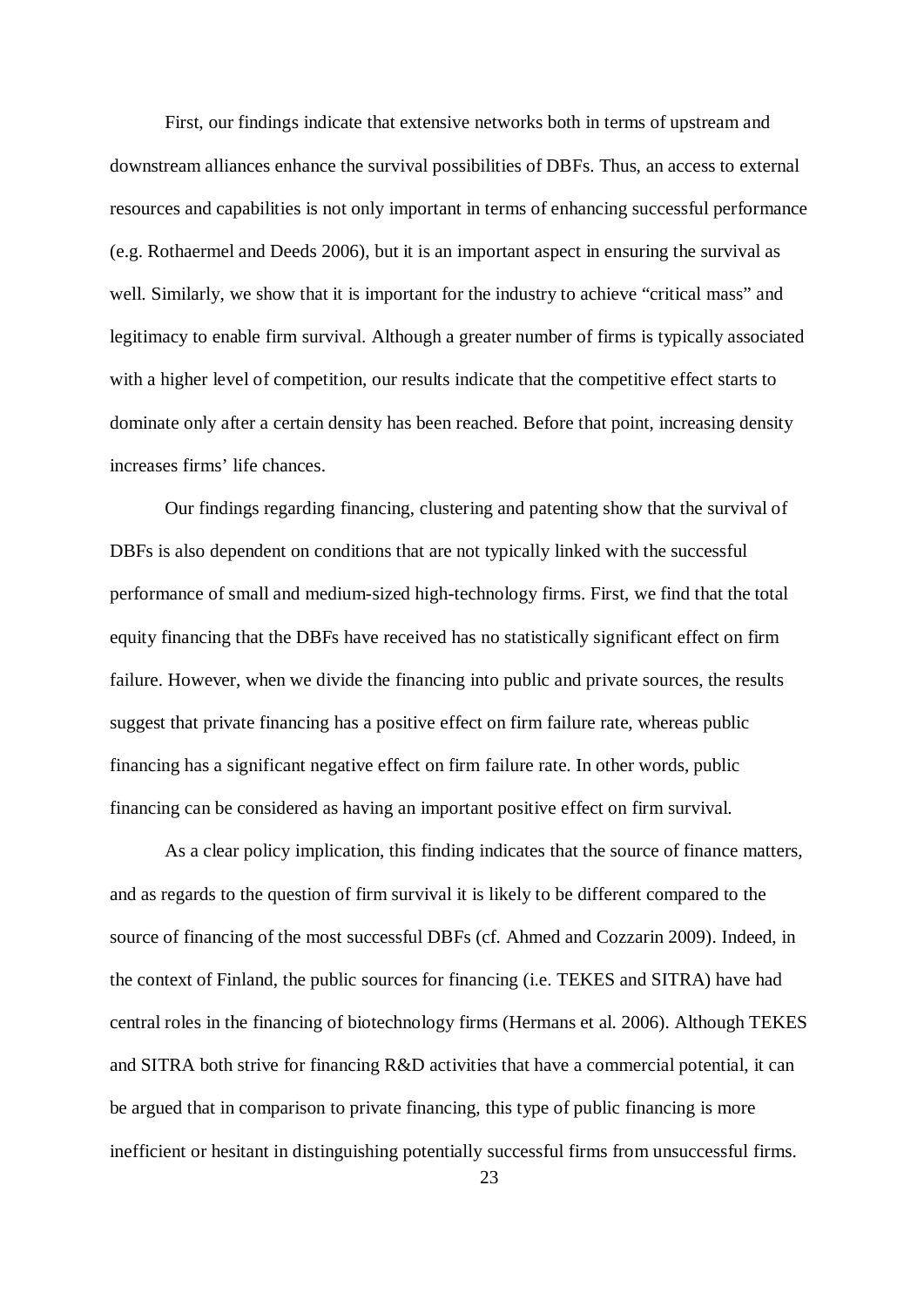First, our findings indicate that extensive networks both in terms of upstream and downstream alliances enhance the survival possibilities of DBFs. Thus, an access to external resources and capabilities is not only important in terms of enhancing successful performance (e.g. Rothaermel and Deeds 2006), but it is an important aspect in ensuring the survival as well. Similarly, we show that it is important for the industry to achieve "critical mass" and legitimacy to enable firm survival. Although a greater number of firms is typically associated with a higher level of competition, our results indicate that the competitive effect starts to dominate only after a certain density has been reached. Before that point, increasing density increases firms' life chances.

Our findings regarding financing, clustering and patenting show that the survival of DBFs is also dependent on conditions that are not typically linked with the successful performance of small and medium-sized high-technology firms. First, we find that the total equity financing that the DBFs have received has no statistically significant effect on firm failure. However, when we divide the financing into public and private sources, the results suggest that private financing has a positive effect on firm failure rate, whereas public financing has a significant negative effect on firm failure rate. In other words, public financing can be considered as having an important positive effect on firm survival.

As a clear policy implication, this finding indicates that the source of finance matters, and as regards to the question of firm survival it is likely to be different compared to the source of financing of the most successful DBFs (cf. Ahmed and Cozzarin 2009). Indeed, in the context of Finland, the public sources for financing (i.e. TEKES and SITRA) have had central roles in the financing of biotechnology firms (Hermans et al. 2006). Although TEKES and SITRA both strive for financing R&D activities that have a commercial potential, it can be argued that in comparison to private financing, this type of public financing is more inefficient or hesitant in distinguishing potentially successful firms from unsuccessful firms.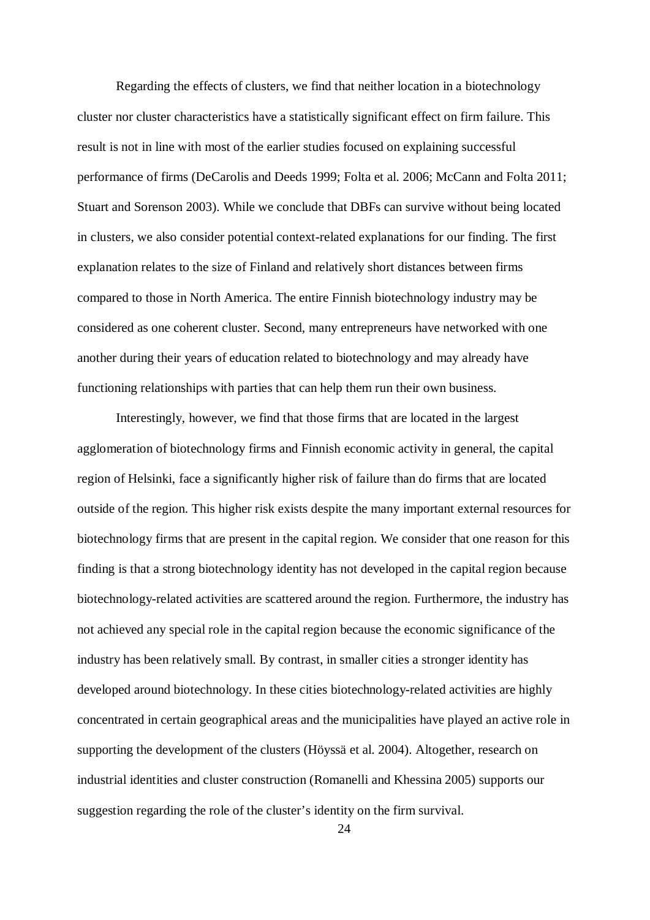Regarding the effects of clusters, we find that neither location in a biotechnology cluster nor cluster characteristics have a statistically significant effect on firm failure. This result is not in line with most of the earlier studies focused on explaining successful performance of firms (DeCarolis and Deeds 1999; Folta et al. 2006; McCann and Folta 2011; Stuart and Sorenson 2003). While we conclude that DBFs can survive without being located in clusters, we also consider potential context-related explanations for our finding. The first explanation relates to the size of Finland and relatively short distances between firms compared to those in North America. The entire Finnish biotechnology industry may be considered as one coherent cluster. Second, many entrepreneurs have networked with one another during their years of education related to biotechnology and may already have functioning relationships with parties that can help them run their own business.

Interestingly, however, we find that those firms that are located in the largest agglomeration of biotechnology firms and Finnish economic activity in general, the capital region of Helsinki, face a significantly higher risk of failure than do firms that are located outside of the region. This higher risk exists despite the many important external resources for biotechnology firms that are present in the capital region. We consider that one reason for this finding is that a strong biotechnology identity has not developed in the capital region because biotechnology-related activities are scattered around the region. Furthermore, the industry has not achieved any special role in the capital region because the economic significance of the industry has been relatively small. By contrast, in smaller cities a stronger identity has developed around biotechnology. In these cities biotechnology-related activities are highly concentrated in certain geographical areas and the municipalities have played an active role in supporting the development of the clusters (Höyssä et al. 2004). Altogether, research on industrial identities and cluster construction (Romanelli and Khessina 2005) supports our suggestion regarding the role of the cluster's identity on the firm survival.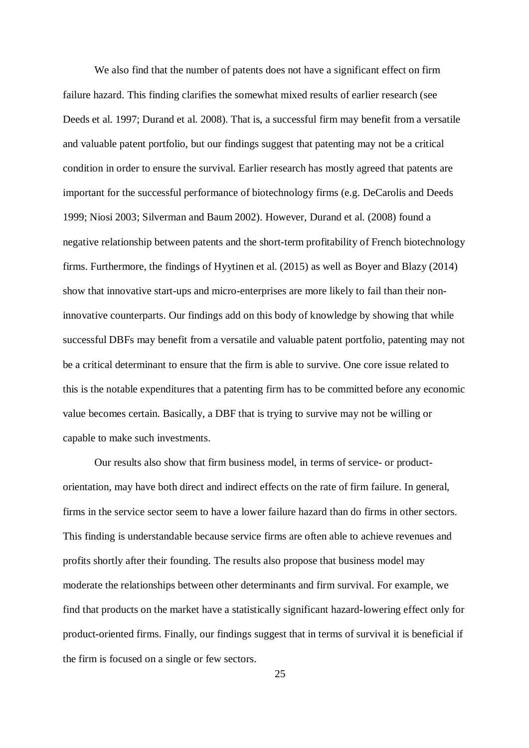We also find that the number of patents does not have a significant effect on firm failure hazard. This finding clarifies the somewhat mixed results of earlier research (see Deeds et al. 1997; Durand et al. 2008). That is, a successful firm may benefit from a versatile and valuable patent portfolio, but our findings suggest that patenting may not be a critical condition in order to ensure the survival. Earlier research has mostly agreed that patents are important for the successful performance of biotechnology firms (e.g. DeCarolis and Deeds 1999; Niosi 2003; Silverman and Baum 2002). However, Durand et al. (2008) found a negative relationship between patents and the short-term profitability of French biotechnology firms. Furthermore, the findings of Hyytinen et al. (2015) as well as Boyer and Blazy (2014) show that innovative start-ups and micro-enterprises are more likely to fail than their non-innovative counterparts. Our findings add on this body of knowledge by showing that while successful DBFs may benefit from a versatile and valuable patent portfolio, patenting may not be a critical determinant to ensure that the firm is able to survive. One core issue related to this is the notable expenditures that a patenting firm has to be committed before any economic value becomes certain. Basically, a DBF that is trying to survive may not be willing or capable to make such investments.

Our results also show that firm business model, in terms of service- or product-orientation, may have both direct and indirect effects on the rate of firm failure. In general, firms in the service sector seem to have a lower failure hazard than do firms in other sectors. This finding is understandable because service firms are often able to achieve revenues and profits shortly after their founding. The results also propose that business model may moderate the relationships between other determinants and firm survival. For example, we find that products on the market have a statistically significant hazard-lowering effect only for product-oriented firms. Finally, our findings suggest that in terms of survival it is beneficial if the firm is focused on a single or few sectors.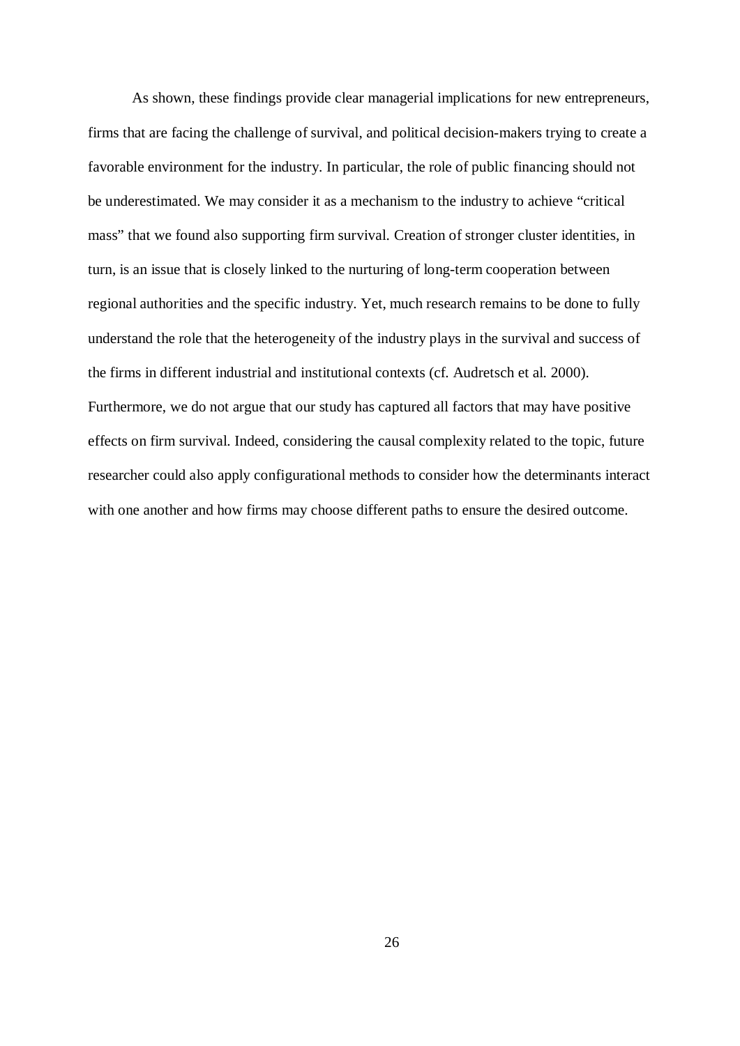As shown, these findings provide clear managerial implications for new entrepreneurs, firms that are facing the challenge of survival, and political decision-makers trying to create a favorable environment for the industry. In particular, the role of public financing should not be underestimated. We may consider it as a mechanism to the industry to achieve "critical mass" that we found also supporting firm survival. Creation of stronger cluster identities, in turn, is an issue that is closely linked to the nurturing of long-term cooperation between regional authorities and the specific industry. Yet, much research remains to be done to fully understand the role that the heterogeneity of the industry plays in the survival and success of the firms in different industrial and institutional contexts (cf. Audretsch et al. 2000). Furthermore, we do not argue that our study has captured all factors that may have positive effects on firm survival. Indeed, considering the causal complexity related to the topic, future researcher could also apply configurational methods to consider how the determinants interact with one another and how firms may choose different paths to ensure the desired outcome.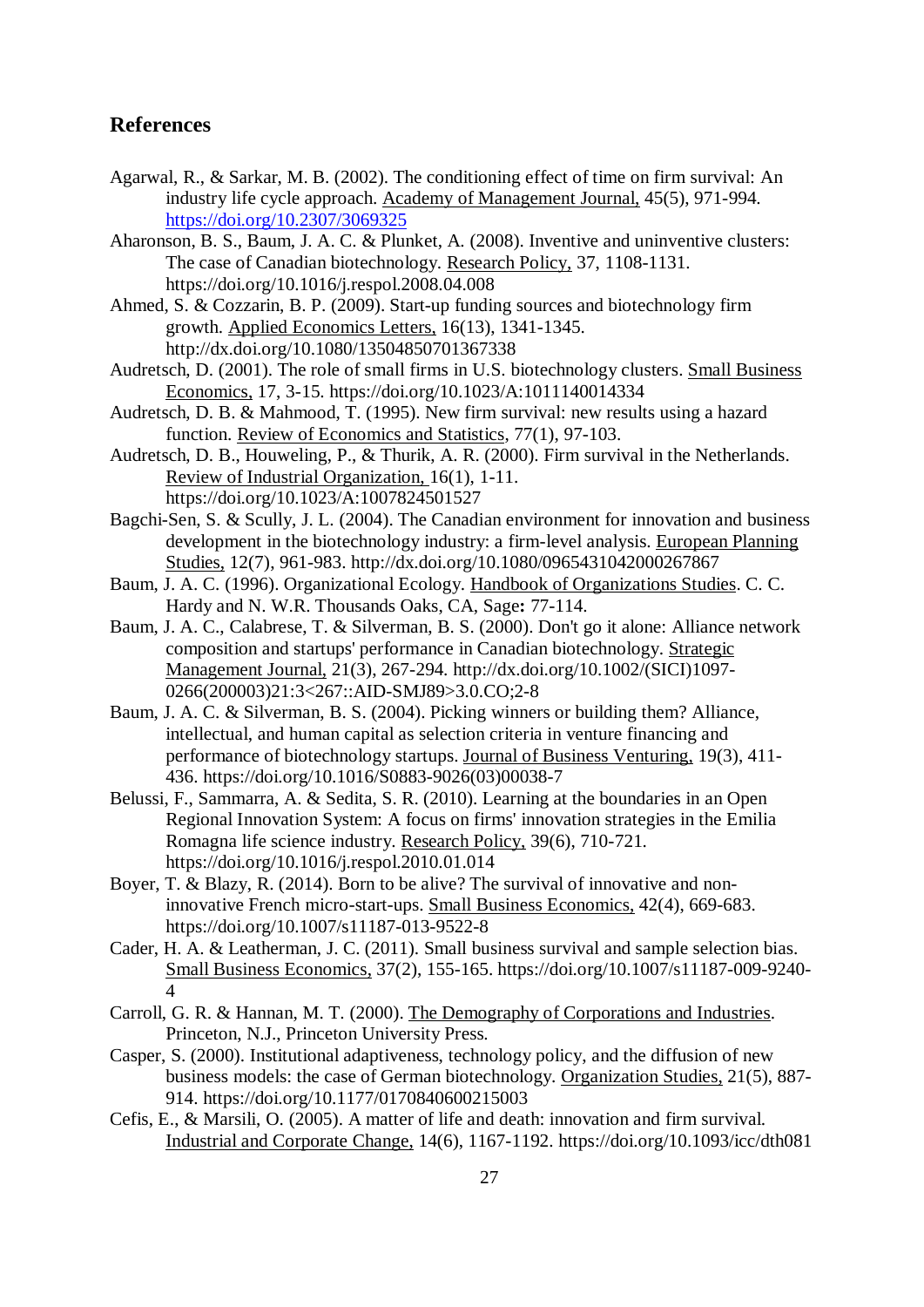## References

Agarwal, R., & Sarkar, M. B. (2002). The conditioning effect of time on firm survival: An industry life cycle approach. Academy of Management Journal, 45(5), 971-994. https://doi.org/10.2307/3069325

Aharonson, B. S., Baum, J. A. C. & Plunket, A. (2008). Inventive and uninventive clusters: The case of Canadian biotechnology. Research Policy, 37, 1108-1131. https://doi.org/10.1016/j.respol.2008.04.008

Ahmed, S. & Cozzarin, B. P. (2009). Start-up funding sources and biotechnology firm growth. Applied Economics Letters, 16(13), 1341-1345. http://dx.doi.org/10.1080/13504850701367338

Audretsch, D. (2001). The role of small firms in U.S. biotechnology clusters. Small Business Economics, 17, 3-15. https://doi.org/10.1023/A:1011140014334

Audretsch, D. B. & Mahmood, T. (1995). New firm survival: new results using a hazard function. Review of Economics and Statistics, 77(1), 97-103.

Audretsch, D. B., Houweling, P., & Thurik, A. R. (2000). Firm survival in the Netherlands. Review of Industrial Organization, 16(1), 1-11. https://doi.org/10.1023/A:1007824501527

Bagchi-Sen, S. & Scully, J. L. (2004). The Canadian environment for innovation and business development in the biotechnology industry: a firm-level analysis. European Planning Studies, 12(7), 961-983. http://dx.doi.org/10.1080/0965431042000267867

Baum, J. A. C. (1996). Organizational Ecology. Handbook of Organizations Studies. C. C. Hardy and N. W.R. Thousands Oaks, CA, Sage**:** 77-114.

Baum, J. A. C., Calabrese, T. & Silverman, B. S. (2000). Don't go it alone: Alliance network composition and startups' performance in Canadian biotechnology. Strategic Management Journal, 21(3), 267-294. http://dx.doi.org/10.1002/(SICI)1097-0266(200003)21:3<267::AID-SMJ89>3.0.CO;2-8

Baum, J. A. C. & Silverman, B. S. (2004). Picking winners or building them? Alliance, intellectual, and human capital as selection criteria in venture financing and performance of biotechnology startups. Journal of Business Venturing, 19(3), 411-436. https://doi.org/10.1016/S0883-9026(03)00038-7

Belussi, F., Sammarra, A. & Sedita, S. R. (2010). Learning at the boundaries in an Open Regional Innovation System: A focus on firms' innovation strategies in the Emilia Romagna life science industry. Research Policy, 39(6), 710-721. https://doi.org/10.1016/j.respol.2010.01.014

Boyer, T. & Blazy, R. (2014). Born to be alive? The survival of innovative and non-innovative French micro-start-ups. Small Business Economics, 42(4), 669-683. https://doi.org/10.1007/s11187-013-9522-8

Cader, H. A. & Leatherman, J. C. (2011). Small business survival and sample selection bias. Small Business Economics, 37(2), 155-165. https://doi.org/10.1007/s11187-009-9240-4

Carroll, G. R. & Hannan, M. T. (2000). The Demography of Corporations and Industries. Princeton, N.J., Princeton University Press.

Casper, S. (2000). Institutional adaptiveness, technology policy, and the diffusion of new business models: the case of German biotechnology. Organization Studies, 21(5), 887-914. https://doi.org/10.1177/0170840600215003

Cefis, E., & Marsili, O. (2005). A matter of life and death: innovation and firm survival. Industrial and Corporate Change, 14(6), 1167-1192. https://doi.org/10.1093/icc/dth081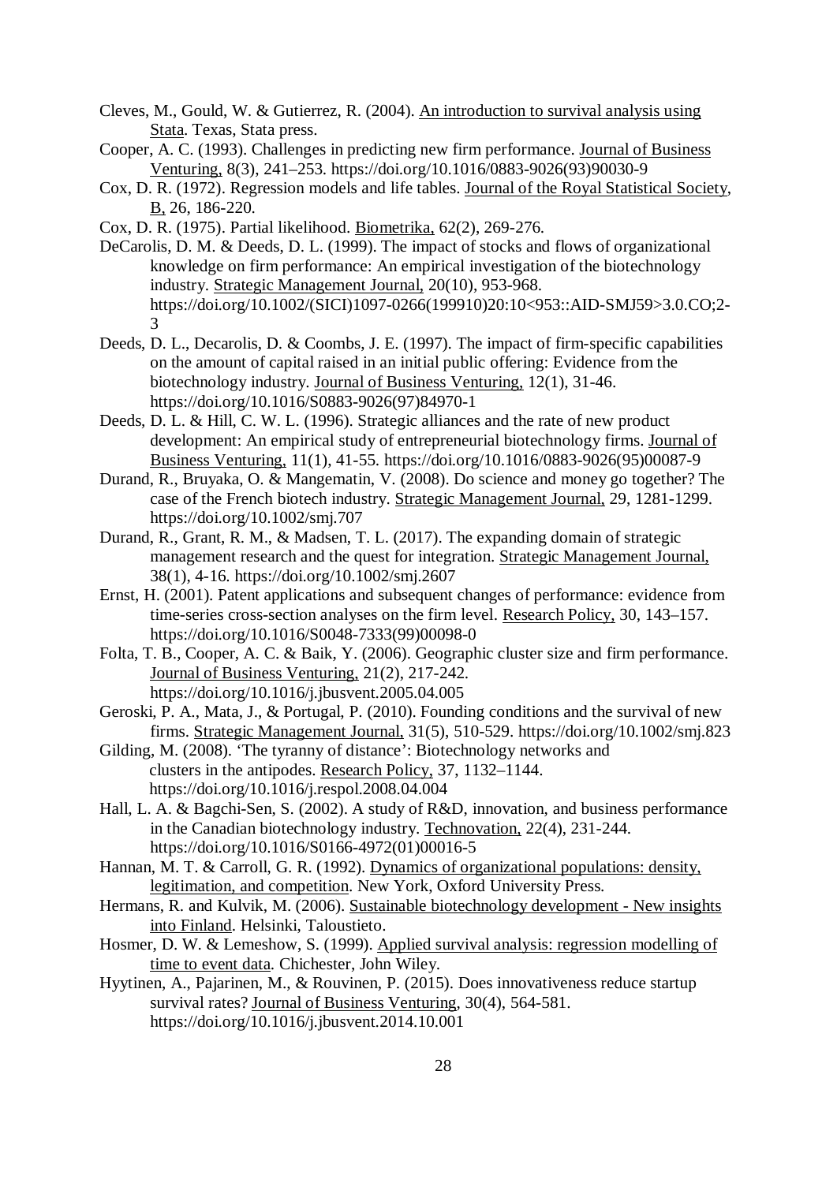Cleves, M., Gould, W. & Gutierrez, R. (2004). An introduction to survival analysis using Stata. Texas, Stata press.

Cooper, A. C. (1993). Challenges in predicting new firm performance. Journal of Business Venturing, 8(3), 241–253. https://doi.org/10.1016/0883-9026(93)90030-9

Cox, D. R. (1972). Regression models and life tables. Journal of the Royal Statistical Society, B, 26, 186-220.

Cox, D. R. (1975). Partial likelihood. Biometrika, 62(2), 269-276.

DeCarolis, D. M. & Deeds, D. L. (1999). The impact of stocks and flows of organizational knowledge on firm performance: An empirical investigation of the biotechnology industry. Strategic Management Journal, 20(10), 953-968. https://doi.org/10.1002/(SICI)1097-0266(199910)20:10<953::AID-SMJ59>3.0.CO;2-3

Deeds, D. L., Decarolis, D. & Coombs, J. E. (1997). The impact of firm-specific capabilities on the amount of capital raised in an initial public offering: Evidence from the biotechnology industry. Journal of Business Venturing, 12(1), 31-46. https://doi.org/10.1016/S0883-9026(97)84970-1

Deeds, D. L. & Hill, C. W. L. (1996). Strategic alliances and the rate of new product development: An empirical study of entrepreneurial biotechnology firms. Journal of Business Venturing, 11(1), 41-55. https://doi.org/10.1016/0883-9026(95)00087-9

Durand, R., Bruyaka, O. & Mangematin, V. (2008). Do science and money go together? The case of the French biotech industry. Strategic Management Journal, 29, 1281-1299. https://doi.org/10.1002/smj.707

Durand, R., Grant, R. M., & Madsen, T. L. (2017). The expanding domain of strategic management research and the quest for integration. Strategic Management Journal, 38(1), 4-16. https://doi.org/10.1002/smj.2607

Ernst, H. (2001). Patent applications and subsequent changes of performance: evidence from time-series cross-section analyses on the firm level. Research Policy, 30, 143–157. https://doi.org/10.1016/S0048-7333(99)00098-0

Folta, T. B., Cooper, A. C. & Baik, Y. (2006). Geographic cluster size and firm performance. Journal of Business Venturing, 21(2), 217-242. https://doi.org/10.1016/j.jbusvent.2005.04.005

Geroski, P. A., Mata, J., & Portugal, P. (2010). Founding conditions and the survival of new firms. Strategic Management Journal, 31(5), 510-529. https://doi.org/10.1002/smj.823

Gilding, M. (2008). 'The tyranny of distance': Biotechnology networks and clusters in the antipodes. Research Policy, 37, 1132–1144. https://doi.org/10.1016/j.respol.2008.04.004

Hall, L. A. & Bagchi-Sen, S. (2002). A study of R&D, innovation, and business performance in the Canadian biotechnology industry. Technovation, 22(4), 231-244. https://doi.org/10.1016/S0166-4972(01)00016-5

Hannan, M. T. & Carroll, G. R. (1992). Dynamics of organizational populations: density, legitimation, and competition. New York, Oxford University Press.

Hermans, R. and Kulvik, M. (2006). Sustainable biotechnology development - New insights into Finland. Helsinki, Taloustieto.

Hosmer, D. W. & Lemeshow, S. (1999). Applied survival analysis: regression modelling of time to event data. Chichester, John Wiley.

Hyytinen, A., Pajarinen, M., & Rouvinen, P. (2015). Does innovativeness reduce startup survival rates? Journal of Business Venturing, 30(4), 564-581. https://doi.org/10.1016/j.jbusvent.2014.10.001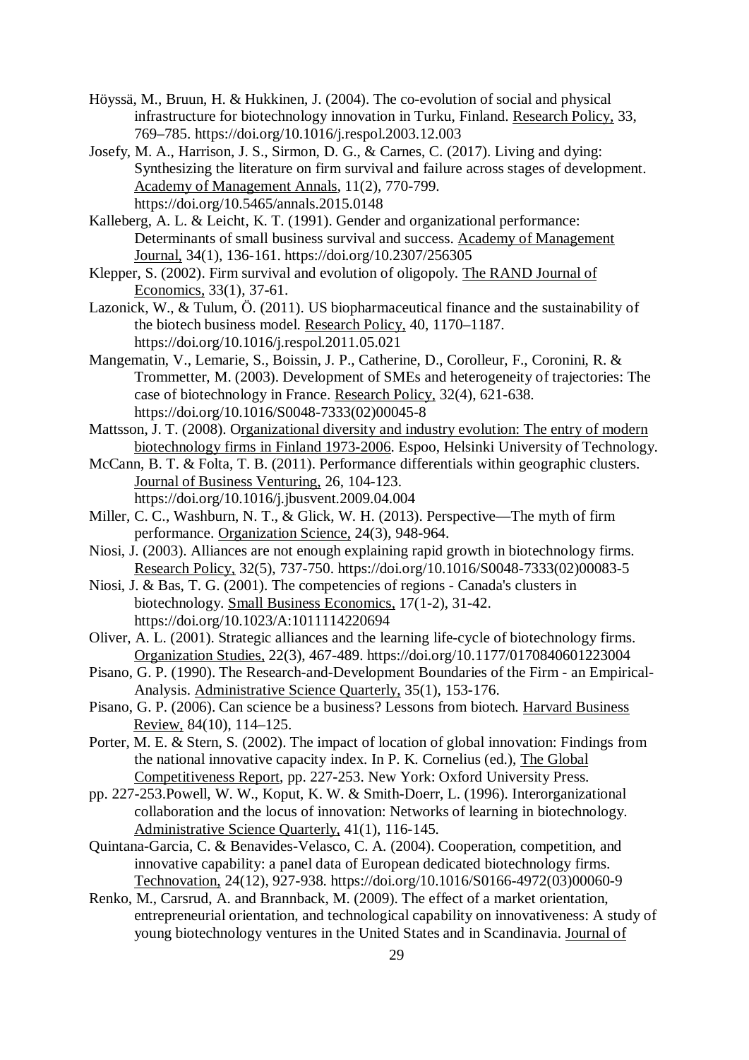Höyssä, M., Bruun, H. & Hukkinen, J. (2004). The co-evolution of social and physical infrastructure for biotechnology innovation in Turku, Finland. Research Policy, 33, 769–785. https://doi.org/10.1016/j.respol.2003.12.003

Josefy, M. A., Harrison, J. S., Sirmon, D. G., & Carnes, C. (2017). Living and dying: Synthesizing the literature on firm survival and failure across stages of development. Academy of Management Annals, 11(2), 770-799. https://doi.org/10.5465/annals.2015.0148

Kalleberg, A. L. & Leicht, K. T. (1991). Gender and organizational performance: Determinants of small business survival and success. Academy of Management Journal, 34(1), 136-161. https://doi.org/10.2307/256305

Klepper, S. (2002). Firm survival and evolution of oligopoly. The RAND Journal of Economics, 33(1), 37-61.

Lazonick, W., & Tulum, Ö. (2011). US biopharmaceutical finance and the sustainability of the biotech business model. Research Policy, 40, 1170–1187. https://doi.org/10.1016/j.respol.2011.05.021

Mangematin, V., Lemarie, S., Boissin, J. P., Catherine, D., Corolleur, F., Coronini, R. & Trommetter, M. (2003). Development of SMEs and heterogeneity of trajectories: The case of biotechnology in France. Research Policy, 32(4), 621-638. https://doi.org/10.1016/S0048-7333(02)00045-8

Mattsson, J. T. (2008). Organizational diversity and industry evolution: The entry of modern biotechnology firms in Finland 1973-2006. Espoo, Helsinki University of Technology.

McCann, B. T. & Folta, T. B. (2011). Performance differentials within geographic clusters. Journal of Business Venturing, 26, 104-123. https://doi.org/10.1016/j.jbusvent.2009.04.004

Miller, C. C., Washburn, N. T., & Glick, W. H. (2013). Perspective—The myth of firm performance. Organization Science, 24(3), 948-964.

Niosi, J. (2003). Alliances are not enough explaining rapid growth in biotechnology firms. Research Policy, 32(5), 737-750. https://doi.org/10.1016/S0048-7333(02)00083-5

Niosi, J. & Bas, T. G. (2001). The competencies of regions - Canada's clusters in biotechnology. Small Business Economics, 17(1-2), 31-42. https://doi.org/10.1023/A:1011114220694

Oliver, A. L. (2001). Strategic alliances and the learning life-cycle of biotechnology firms. Organization Studies, 22(3), 467-489. https://doi.org/10.1177/0170840601223004

Pisano, G. P. (1990). The Research-and-Development Boundaries of the Firm - an Empirical-Analysis. Administrative Science Quarterly, 35(1), 153-176.

Pisano, G. P. (2006). Can science be a business? Lessons from biotech. Harvard Business Review, 84(10), 114–125.

Porter, M. E. & Stern, S. (2002). The impact of location of global innovation: Findings from the national innovative capacity index. In P. K. Cornelius (ed.), The Global Competitiveness Report, pp. 227-253. New York: Oxford University Press.

pp. 227-253.Powell, W. W., Koput, K. W. & Smith-Doerr, L. (1996). Interorganizational collaboration and the locus of innovation: Networks of learning in biotechnology. Administrative Science Quarterly, 41(1), 116-145.

Quintana-Garcia, C. & Benavides-Velasco, C. A. (2004). Cooperation, competition, and innovative capability: a panel data of European dedicated biotechnology firms. Technovation, 24(12), 927-938. https://doi.org/10.1016/S0166-4972(03)00060-9

Renko, M., Carsrud, A. and Brannback, M. (2009). The effect of a market orientation, entrepreneurial orientation, and technological capability on innovativeness: A study of young biotechnology ventures in the United States and in Scandinavia. Journal of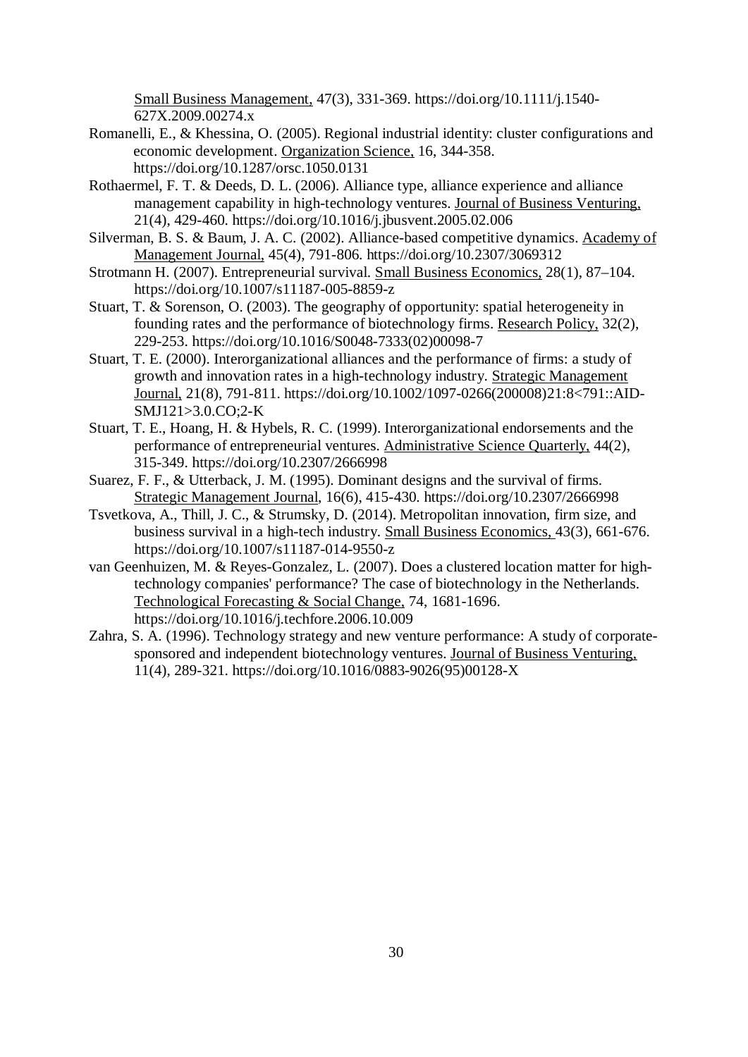Small Business Management, 47(3), 331-369. https://doi.org/10.1111/j.1540-627X.2009.00274.x

Romanelli, E., & Khessina, O. (2005). Regional industrial identity: cluster configurations and economic development. Organization Science, 16, 344-358. https://doi.org/10.1287/orsc.1050.0131

Rothaermel, F. T. & Deeds, D. L. (2006). Alliance type, alliance experience and alliance management capability in high-technology ventures. Journal of Business Venturing, 21(4), 429-460. https://doi.org/10.1016/j.jbusvent.2005.02.006

Silverman, B. S. & Baum, J. A. C. (2002). Alliance-based competitive dynamics. Academy of Management Journal, 45(4), 791-806. https://doi.org/10.2307/3069312

Strotmann H. (2007). Entrepreneurial survival. Small Business Economics, 28(1), 87–104. https://doi.org/10.1007/s11187-005-8859-z

Stuart, T. & Sorenson, O. (2003). The geography of opportunity: spatial heterogeneity in founding rates and the performance of biotechnology firms. Research Policy, 32(2), 229-253. https://doi.org/10.1016/S0048-7333(02)00098-7

Stuart, T. E. (2000). Interorganizational alliances and the performance of firms: a study of growth and innovation rates in a high-technology industry. Strategic Management Journal, 21(8), 791-811. https://doi.org/10.1002/1097-0266(200008)21:8<791::AID-SMJ121>3.0.CO;2-K

Stuart, T. E., Hoang, H. & Hybels, R. C. (1999). Interorganizational endorsements and the performance of entrepreneurial ventures. Administrative Science Quarterly, 44(2), 315-349. https://doi.org/10.2307/2666998

Suarez, F. F., & Utterback, J. M. (1995). Dominant designs and the survival of firms. Strategic Management Journal, 16(6), 415-430. https://doi.org/10.2307/2666998

Tsvetkova, A., Thill, J. C., & Strumsky, D. (2014). Metropolitan innovation, firm size, and business survival in a high-tech industry. Small Business Economics, 43(3), 661-676. https://doi.org/10.1007/s11187-014-9550-z

van Geenhuizen, M. & Reyes-Gonzalez, L. (2007). Does a clustered location matter for high-technology companies' performance? The case of biotechnology in the Netherlands. Technological Forecasting & Social Change, 74, 1681-1696. https://doi.org/10.1016/j.techfore.2006.10.009

Zahra, S. A. (1996). Technology strategy and new venture performance: A study of corporate-sponsored and independent biotechnology ventures. Journal of Business Venturing, 11(4), 289-321. https://doi.org/10.1016/0883-9026(95)00128-X